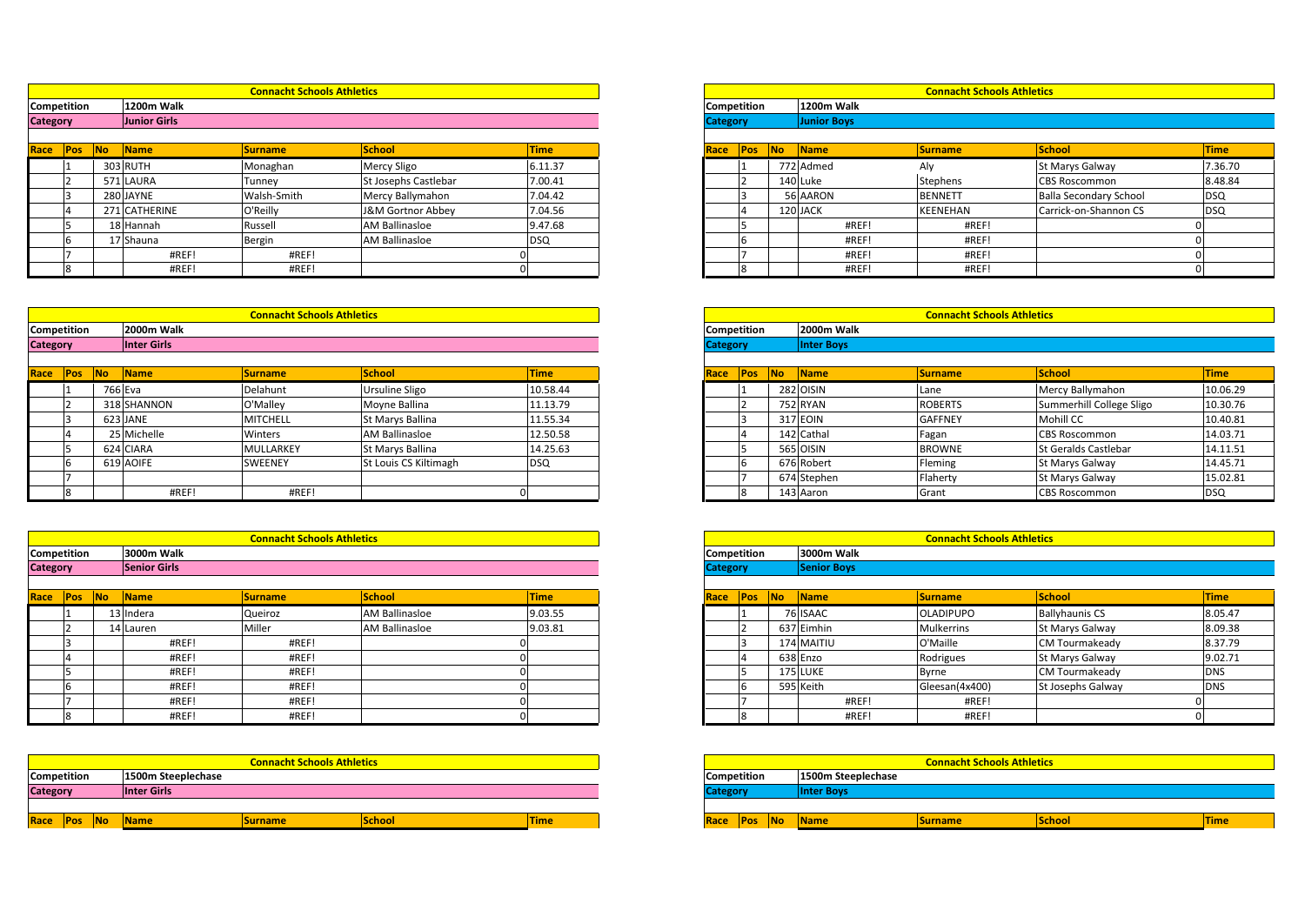## Connacht Schools Athletics

**Competition:** 1200m Walk
**Category:** Junior Girls

| Race | Pos | No | Name | Surname | School | Time |
|---|---|---|---|---|---|---|
| | 1 | 303 | RUTH | Monaghan | Mercy Sligo | 6.11.37 |
| | 2 | 571 | LAURA | Tunney | St Josephs Castlebar | 7.00.41 |
| | 3 | 280 | JAYNE | Walsh-Smith | Mercy Ballymahon | 7.04.42 |
| | 4 | 271 | CATHERINE | O'Reilly | J&M Gortnor Abbey | 7.04.56 |
| | 5 | 18 | Hannah | Russell | AM Ballinasloe | 9.47.68 |
| | 6 | 17 | Shauna | Bergin | AM Ballinasloe | DSQ |
| | 7 | | #REF! | #REF! | 0 | |
| | 8 | | #REF! | #REF! | 0 | |

## Connacht Schools Athletics

**Competition:** 1200m Walk
**Category:** Junior Boys

| Race | Pos | No | Name | Surname | School | Time |
|---|---|---|---|---|---|---|
| | 1 | 772 | Admed | Aly | St Marys Galway | 7.36.70 |
| | 2 | 140 | Luke | Stephens | CBS Roscommon | 8.48.84 |
| | 3 | 56 | AARON | BENNETT | Balla Secondary School | DSQ |
| | 4 | 120 | JACK | KEENEHAN | Carrick-on-Shannon CS | DSQ |
| | 5 | | #REF! | #REF! | 0 | |
| | 6 | | #REF! | #REF! | 0 | |
| | 7 | | #REF! | #REF! | 0 | |
| | 8 | | #REF! | #REF! | 0 | |

## Connacht Schools Athletics

**Competition:** 2000m Walk
**Category:** Inter Girls

| Race | Pos | No | Name | Surname | School | Time |
|---|---|---|---|---|---|---|
| | 1 | 766 | Eva | Delahunt | Ursuline Sligo | 10.58.44 |
| | 2 | 318 | SHANNON | O'Malley | Moyne Ballina | 11.13.79 |
| | 3 | 623 | JANE | MITCHELL | St Marys Ballina | 11.55.34 |
| | 4 | 25 | Michelle | Winters | AM Ballinasloe | 12.50.58 |
| | 5 | 624 | CIARA | MULLARKEY | St Marys Ballina | 14.25.63 |
| | 6 | 619 | AOIFE | SWEENEY | St Louis CS Kiltimagh | DSQ |
| | 7 | | | | | |
| | 8 | | #REF! | #REF! | 0 | |

## Connacht Schools Athletics

**Competition:** 2000m Walk
**Category:** Inter Boys

| Race | Pos | No | Name | Surname | School | Time |
|---|---|---|---|---|---|---|
| | 1 | 282 | OISIN | Lane | Mercy Ballymahon | 10.06.29 |
| | 2 | 752 | RYAN | ROBERTS | Summerhill College Sligo | 10.30.76 |
| | 3 | 317 | EOIN | GAFFNEY | Mohill CC | 10.40.81 |
| | 4 | 142 | Cathal | Fagan | CBS Roscommon | 14.03.71 |
| | 5 | 565 | OISIN | BROWNE | St Geralds Castlebar | 14.11.51 |
| | 6 | 676 | Robert | Fleming | St Marys Galway | 14.45.71 |
| | 7 | 674 | Stephen | Flaherty | St Marys Galway | 15.02.81 |
| | 8 | 143 | Aaron | Grant | CBS Roscommon | DSQ |

## Connacht Schools Athletics

**Competition:** 3000m Walk
**Category:** Senior Girls

| Race | Pos | No | Name | Surname | School | Time |
|---|---|---|---|---|---|---|
| | 1 | 13 | Indera | Queiroz | AM Ballinasloe | 9.03.55 |
| | 2 | 14 | Lauren | Miller | AM Ballinasloe | 9.03.81 |
| | 3 | | #REF! | #REF! | 0 | |
| | 4 | | #REF! | #REF! | 0 | |
| | 5 | | #REF! | #REF! | 0 | |
| | 6 | | #REF! | #REF! | 0 | |
| | 7 | | #REF! | #REF! | 0 | |
| | 8 | | #REF! | #REF! | 0 | |

## Connacht Schools Athletics

**Competition:** 3000m Walk
**Category:** Senior Boys

| Race | Pos | No | Name | Surname | School | Time |
|---|---|---|---|---|---|---|
| | 1 | 76 | ISAAC | OLADIPUPO | Ballyhaunis CS | 8.05.47 |
| | 2 | 637 | Eimhin | Mulkerrins | St Marys Galway | 8.09.38 |
| | 3 | 174 | MAITIU | O'Maille | CM Tourmakeady | 8.37.79 |
| | 4 | 638 | Enzo | Rodrigues | St Marys Galway | 9.02.71 |
| | 5 | 175 | LUKE | Byrne | CM Tourmakeady | DNS |
| | 6 | 595 | Keith | Gleesan(4x400) | St Josephs Galway | DNS |
| | 7 | | #REF! | #REF! | 0 | |
| | 8 | | #REF! | #REF! | 0 | |

## Connacht Schools Athletics

**Competition:** 1500m Steeplechase
**Category:** Inter Girls

| Race | Pos | No | Name | Surname | School | Time |
|---|---|---|---|---|---|---|

## Connacht Schools Athletics

**Competition:** 1500m Steeplechase
**Category:** Inter Boys

| Race | Pos | No | Name | Surname | School | Time |
|---|---|---|---|---|---|---|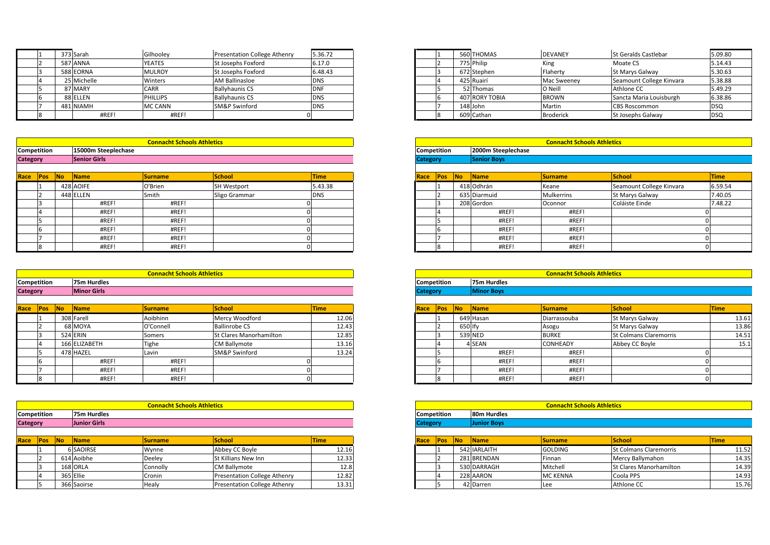| Race | Pos | No | Name | Surname | School | Time |
|---|---|---|---|---|---|---|
| | 1 | 373 | Sarah | Gilhooley | Presentation College Athenry | 5.36.72 |
| | 2 | 587 | ANNA | YEATES | St Josephs Foxford | 6.17.0 |
| | 3 | 588 | EORNA | MULROY | St Josephs Foxford | 6.48.43 |
| | 4 | 25 | Michelle | Winters | AM Ballinasloe | DNS |
| | 5 | 87 | MARY | CARR | Ballyhaunis CS | DNF |
| | 6 | 88 | ELLEN | PHILLIPS | Ballyhaunis CS | DNS |
| | 7 | 481 | NIAMH | MC CANN | SM&P Swinford | DNS |
| | 8 | | #REF! | #REF! | 0 | |

| Race | Pos | No | Name | Surname | School | Time |
|---|---|---|---|---|---|---|
| | 1 | 560 | THOMAS | DEVANEY | St Geralds Castlebar | 5.09.80 |
| | 2 | 775 | Philip | King | Moate CS | 5.14.43 |
| | 3 | 672 | Stephen | Flaherty | St Marys Galway | 5.30.63 |
| | 4 | 425 | Ruairí | Mac Sweeney | Seamount College Kinvara | 5.38.88 |
| | 5 | 52 | Thomas | O Neill | Athlone CC | 5.49.29 |
| | 6 | 407 | RORY TOBIA | BROWN | Sancta Maria Louisburgh | 6.38.86 |
| | 7 | 148 | John | Martin | CBS Roscommon | DSQ |
| | 8 | 609 | Cathan | Broderick | St Josephs Galway | DSQ |

**Connacht Schools Athletics**

**Competition:** 15000m Steeplechase
**Category:** Senior Girls

| Race | Pos | No | Name | Surname | School | Time |
|---|---|---|---|---|---|---|
| | 1 | 428 | AOIFE | O'Brien | SH Westport | 5.43.38 |
| | 2 | 448 | ELLEN | Smith | Sligo Grammar | DNS |
| | 3 | | #REF! | #REF! | 0 | |
| | 4 | | #REF! | #REF! | 0 | |
| | 5 | | #REF! | #REF! | 0 | |
| | 6 | | #REF! | #REF! | 0 | |
| | 7 | | #REF! | #REF! | 0 | |
| | 8 | | #REF! | #REF! | 0 | |

**Connacht Schools Athletics**

**Competition:** 2000m Steeplechase
**Category:** Senior Boys

| Race | Pos | No | Name | Surname | School | Time |
|---|---|---|---|---|---|---|
| | 1 | 418 | Odhrán | Keane | Seamount College Kinvara | 6.59.54 |
| | 2 | 635 | Diarmuid | Mulkerrins | St Marys Galway | 7.40.05 |
| | 3 | 208 | Gordon | Oconnor | Coláiste Einde | 7.48.22 |
| | 4 | | #REF! | #REF! | 0 | |
| | 5 | | #REF! | #REF! | 0 | |
| | 6 | | #REF! | #REF! | 0 | |
| | 7 | | #REF! | #REF! | 0 | |
| | 8 | | #REF! | #REF! | 0 | |

**Connacht Schools Athletics**

**Competition:** 75m Hurdles
**Category:** Minor Girls

| Race | Pos | No | Name | Surname | School | Time |
|---|---|---|---|---|---|---|
| | 1 | 308 | Farell | Aoibhinn | Mercy Woodford | 12.06 |
| | 2 | 68 | MOYA | O'Connell | Ballinrobe CS | 12.43 |
| | 3 | 524 | ERIN | Somers | St Clares Manorhamilton | 12.85 |
| | 4 | 166 | ELIZABETH | Tighe | CM Ballymote | 13.16 |
| | 5 | 478 | HAZEL | Lavin | SM&P Swinford | 13.24 |
| | 6 | | #REF! | #REF! | 0 | |
| | 7 | | #REF! | #REF! | 0 | |
| | 8 | | #REF! | #REF! | 0 | |

**Connacht Schools Athletics**

**Competition:** 75m Hurdles
**Category:** Minor Boys

| Race | Pos | No | Name | Surname | School | Time |
|---|---|---|---|---|---|---|
| | 1 | 649 | Hasan | Diarrassouba | St Marys Galway | 13.61 |
| | 2 | 650 | Ify | Asogu | St Marys Galway | 13.86 |
| | 3 | 539 | NED | BURKE | St Colmans Claremorris | 14.51 |
| | 4 | 4 | SEAN | CONHEADY | Abbey CC Boyle | 15.1 |
| | 5 | | #REF! | #REF! | 0 | |
| | 6 | | #REF! | #REF! | 0 | |
| | 7 | | #REF! | #REF! | 0 | |
| | 8 | | #REF! | #REF! | 0 | |

**Connacht Schools Athletics**

**Competition:** 75m Hurdles
**Category:** Junior Girls

| Race | Pos | No | Name | Surname | School | Time |
|---|---|---|---|---|---|---|
| | 1 | 6 | SAOIRSE | Wynne | Abbey CC Boyle | 12.16 |
| | 2 | 614 | Aoibhe | Deeley | St Killians New Inn | 12.33 |
| | 3 | 168 | ORLA | Connolly | CM Ballymote | 12.8 |
| | 4 | 365 | Ellie | Cronin | Presentation College Athenry | 12.82 |
| | 5 | 366 | Saoirse | Healy | Presentation College Athenry | 13.31 |

**Connacht Schools Athletics**

**Competition:** 80m Hurdles
**Category:** Junior Boys

| Race | Pos | No | Name | Surname | School | Time |
|---|---|---|---|---|---|---|
| | 1 | 542 | IARLAITH | GOLDING | St Colmans Claremorris | 11.52 |
| | 2 | 281 | BRENDAN | Finnan | Mercy Ballymahon | 14.35 |
| | 3 | 530 | DARRAGH | Mitchell | St Clares Manorhamilton | 14.39 |
| | 4 | 228 | AARON | MC KENNA | Coola PPS | 14.93 |
| | 5 | 42 | Darren | Lee | Athlone CC | 15.76 |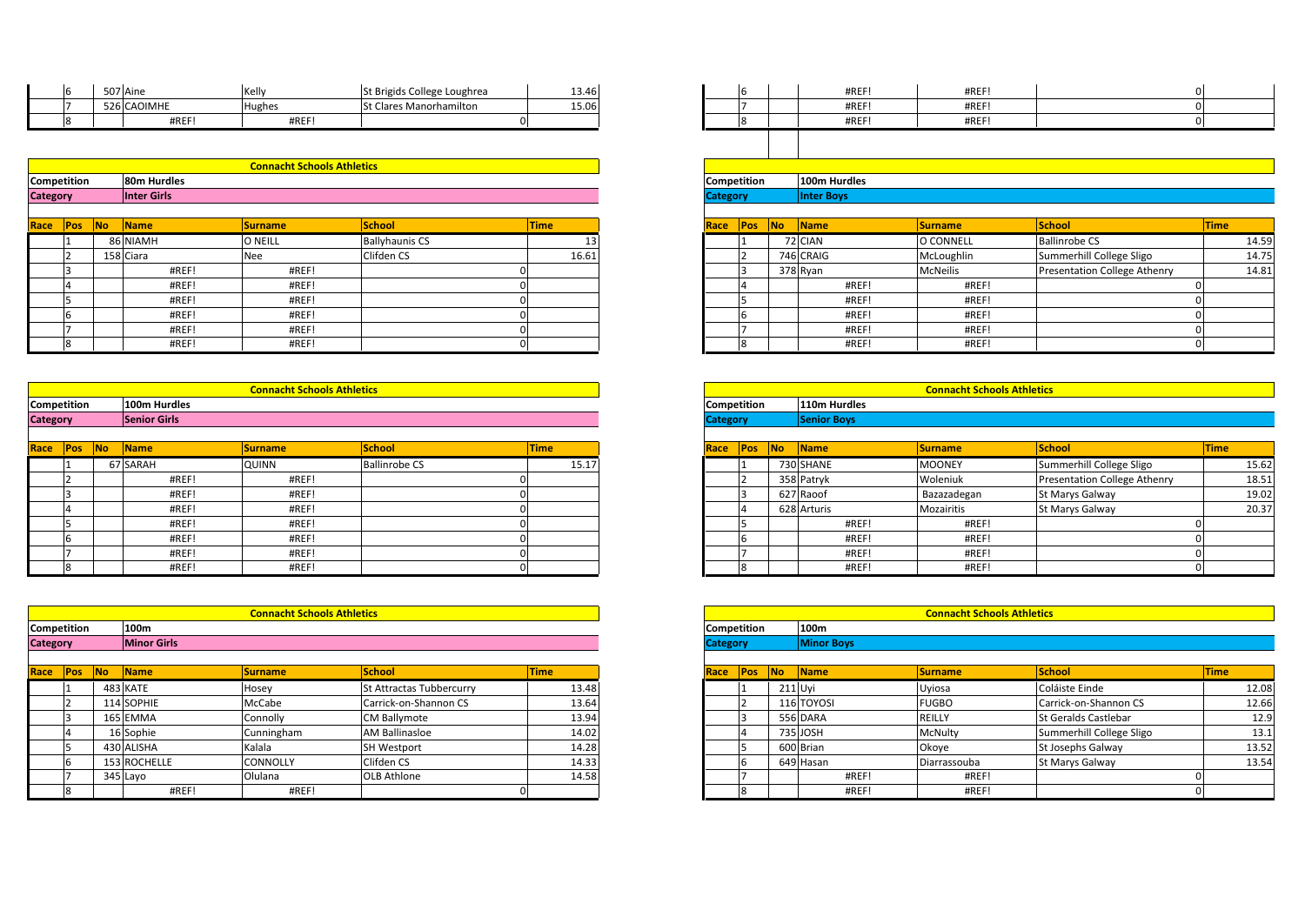| Race | Pos | No | Name | Surname | School | Time |
|---|---|---|---|---|---|---|
| | 6 | 507 | Aine | Kelly | St Brigids College Loughrea | 13.46 |
| | 7 | 526 | CAOIMHE | Hughes | St Clares Manorhamilton | 15.06 |
| | 8 | | #REF! | #REF! | 0 | |

| Race | Pos | No | Name | Surname | School | Time |
|---|---|---|---|---|---|---|
| | 6 | | #REF! | #REF! | 0 | |
| | 7 | | #REF! | #REF! | 0 | |
| | 8 | | #REF! | #REF! | 0 | |

**Connacht Schools Athletics**

**Competition** 80m Hurdles
**Category** Inter Girls

| Race | Pos | No | Name | Surname | School | Time |
|---|---|---|---|---|---|---|
| | 1 | 86 | NIAMH | O NEILL | Ballyhaunis CS | 13 |
| | 2 | 158 | Ciara | Nee | Clifden CS | 16.61 |
| | 3 | | #REF! | #REF! | 0 | |
| | 4 | | #REF! | #REF! | 0 | |
| | 5 | | #REF! | #REF! | 0 | |
| | 6 | | #REF! | #REF! | 0 | |
| | 7 | | #REF! | #REF! | 0 | |
| | 8 | | #REF! | #REF! | 0 | |

**Competition** 100m Hurdles
**Category** Inter Boys

| Race | Pos | No | Name | Surname | School | Time |
|---|---|---|---|---|---|---|
| | 1 | 72 | CIAN | O CONNELL | Ballinrobe CS | 14.59 |
| | 2 | 746 | CRAIG | McLoughlin | Summerhill College Sligo | 14.75 |
| | 3 | 378 | Ryan | McNeilis | Presentation College Athenry | 14.81 |
| | 4 | | #REF! | #REF! | 0 | |
| | 5 | | #REF! | #REF! | 0 | |
| | 6 | | #REF! | #REF! | 0 | |
| | 7 | | #REF! | #REF! | 0 | |
| | 8 | | #REF! | #REF! | 0 | |

**Connacht Schools Athletics**

**Competition** 100m Hurdles
**Category** Senior Girls

| Race | Pos | No | Name | Surname | School | Time |
|---|---|---|---|---|---|---|
| | 1 | 67 | SARAH | QUINN | Ballinrobe CS | 15.17 |
| | 2 | | #REF! | #REF! | 0 | |
| | 3 | | #REF! | #REF! | 0 | |
| | 4 | | #REF! | #REF! | 0 | |
| | 5 | | #REF! | #REF! | 0 | |
| | 6 | | #REF! | #REF! | 0 | |
| | 7 | | #REF! | #REF! | 0 | |
| | 8 | | #REF! | #REF! | 0 | |

**Connacht Schools Athletics**

**Competition** 110m Hurdles
**Category** Senior Boys

| Race | Pos | No | Name | Surname | School | Time |
|---|---|---|---|---|---|---|
| | 1 | 730 | SHANE | MOONEY | Summerhill College Sligo | 15.62 |
| | 2 | 358 | Patryk | Woleniuk | Presentation College Athenry | 18.51 |
| | 3 | 627 | Raoof | Bazazadegan | St Marys Galway | 19.02 |
| | 4 | 628 | Arturis | Mozairitis | St Marys Galway | 20.37 |
| | 5 | | #REF! | #REF! | 0 | |
| | 6 | | #REF! | #REF! | 0 | |
| | 7 | | #REF! | #REF! | 0 | |
| | 8 | | #REF! | #REF! | 0 | |

**Connacht Schools Athletics**

**Competition** 100m
**Category** Minor Girls

| Race | Pos | No | Name | Surname | School | Time |
|---|---|---|---|---|---|---|
| | 1 | 483 | KATE | Hosey | St Attractas Tubbercurry | 13.48 |
| | 2 | 114 | SOPHIE | McCabe | Carrick-on-Shannon CS | 13.64 |
| | 3 | 165 | EMMA | Connolly | CM Ballymote | 13.94 |
| | 4 | 16 | Sophie | Cunningham | AM Ballinasloe | 14.02 |
| | 5 | 430 | ALISHA | Kalala | SH Westport | 14.28 |
| | 6 | 153 | ROCHELLE | CONNOLLY | Clifden CS | 14.33 |
| | 7 | 345 | Layo | Olulana | OLB Athlone | 14.58 |
| | 8 | | #REF! | #REF! | 0 | |

**Connacht Schools Athletics**

**Competition** 100m
**Category** Minor Boys

| Race | Pos | No | Name | Surname | School | Time |
|---|---|---|---|---|---|---|
| | 1 | 211 | Uyi | Uyiosa | Coláiste Einde | 12.08 |
| | 2 | 116 | TOYOSI | FUGBO | Carrick-on-Shannon CS | 12.66 |
| | 3 | 556 | DARA | REILLY | St Geralds Castlebar | 12.9 |
| | 4 | 735 | JOSH | McNulty | Summerhill College Sligo | 13.1 |
| | 5 | 600 | Brian | Okoye | St Josephs Galway | 13.52 |
| | 6 | 649 | Hasan | Diarrassouba | St Marys Galway | 13.54 |
| | 7 | | #REF! | #REF! | 0 | |
| | 8 | | #REF! | #REF! | 0 | |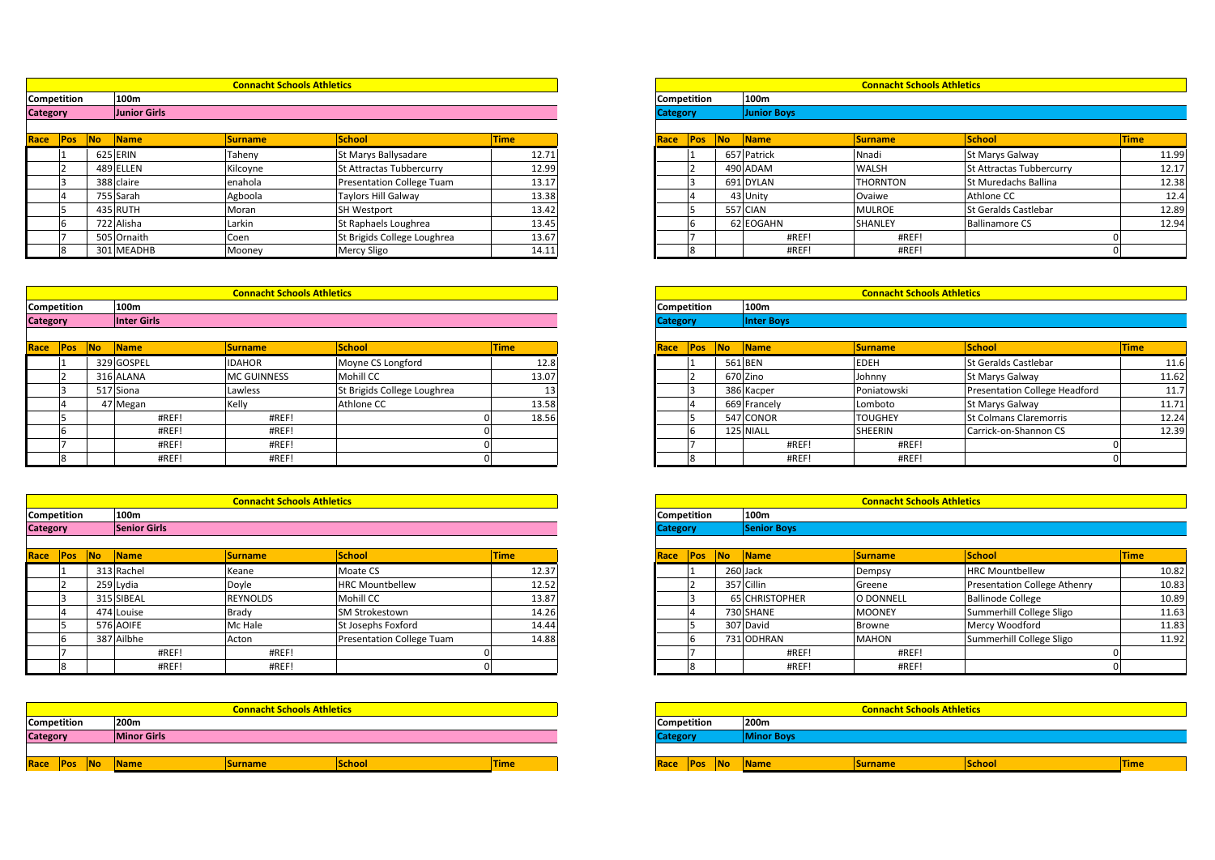## Connacht Schools Athletics

**Competition:** 100m
**Category:** Junior Girls

| Race | Pos | No | Name | Surname | School | Time |
|---|---|---|---|---|---|---|
| | 1 | 625 | ERIN | Taheny | St Marys Ballysadare | 12.71 |
| | 2 | 489 | ELLEN | Kilcoyne | St Attractas Tubbercurry | 12.99 |
| | 3 | 388 | claire | enahola | Presentation College Tuam | 13.17 |
| | 4 | 755 | Sarah | Agboola | Taylors Hill Galway | 13.38 |
| | 5 | 435 | RUTH | Moran | SH Westport | 13.42 |
| | 6 | 722 | Alisha | Larkin | St Raphaels Loughrea | 13.45 |
| | 7 | 505 | Ornaith | Coen | St Brigids College Loughrea | 13.67 |
| | 8 | 301 | MEADHB | Mooney | Mercy Sligo | 14.11 |

## Connacht Schools Athletics

**Competition:** 100m
**Category:** Junior Boys

| Race | Pos | No | Name | Surname | School | Time |
|---|---|---|---|---|---|---|
| | 1 | 657 | Patrick | Nnadi | St Marys Galway | 11.99 |
| | 2 | 490 | ADAM | WALSH | St Attractas Tubbercurry | 12.17 |
| | 3 | 691 | DYLAN | THORNTON | St Muredachs Ballina | 12.38 |
| | 4 | 43 | Unity | Ovaiwe | Athlone CC | 12.4 |
| | 5 | 557 | CIAN | MULROE | St Geralds Castlebar | 12.89 |
| | 6 | 62 | EOGAHN | SHANLEY | Ballinamore CS | 12.94 |
| | 7 | | #REF! | #REF! | 0 | |
| | 8 | | #REF! | #REF! | 0 | |

## Connacht Schools Athletics

**Competition:** 100m
**Category:** Inter Girls

| Race | Pos | No | Name | Surname | School | Time |
|---|---|---|---|---|---|---|
| | 1 | 329 | GOSPEL | IDAHOR | Moyne CS Longford | 12.8 |
| | 2 | 316 | ALANA | MC GUINNESS | Mohill CC | 13.07 |
| | 3 | 517 | Siona | Lawless | St Brigids College Loughrea | 13 |
| | 4 | 47 | Megan | Kelly | Athlone CC | 13.58 |
| | 5 | | #REF! | #REF! | 0 | 18.56 |
| | 6 | | #REF! | #REF! | 0 | |
| | 7 | | #REF! | #REF! | 0 | |
| | 8 | | #REF! | #REF! | 0 | |

## Connacht Schools Athletics

**Competition:** 100m
**Category:** Inter Boys

| Race | Pos | No | Name | Surname | School | Time |
|---|---|---|---|---|---|---|
| | 1 | 561 | BEN | EDEH | St Geralds Castlebar | 11.6 |
| | 2 | 670 | Zino | Johnny | St Marys Galway | 11.62 |
| | 3 | 386 | Kacper | Poniatowski | Presentation College Headford | 11.7 |
| | 4 | 669 | Francely | Lomboto | St Marys Galway | 11.71 |
| | 5 | 547 | CONOR | TOUGHEY | St Colmans Claremorris | 12.24 |
| | 6 | 125 | NIALL | SHEERIN | Carrick-on-Shannon CS | 12.39 |
| | 7 | | #REF! | #REF! | 0 | |
| | 8 | | #REF! | #REF! | 0 | |

## Connacht Schools Athletics

**Competition:** 100m
**Category:** Senior Girls

| Race | Pos | No | Name | Surname | School | Time |
|---|---|---|---|---|---|---|
| | 1 | 313 | Rachel | Keane | Moate CS | 12.37 |
| | 2 | 259 | Lydia | Doyle | HRC Mountbellew | 12.52 |
| | 3 | 315 | SIBEAL | REYNOLDS | Mohill CC | 13.87 |
| | 4 | 474 | Louise | Brady | SM Strokestown | 14.26 |
| | 5 | 576 | AOIFE | Mc Hale | St Josephs Foxford | 14.44 |
| | 6 | 387 | Ailbhe | Acton | Presentation College Tuam | 14.88 |
| | 7 | | #REF! | #REF! | 0 | |
| | 8 | | #REF! | #REF! | 0 | |

## Connacht Schools Athletics

**Competition:** 100m
**Category:** Senior Boys

| Race | Pos | No | Name | Surname | School | Time |
|---|---|---|---|---|---|---|
| | 1 | 260 | Jack | Dempsy | HRC Mountbellew | 10.82 |
| | 2 | 357 | Cillin | Greene | Presentation College Athenry | 10.83 |
| | 3 | 65 | CHRISTOPHER | O DONNELL | Ballinode College | 10.89 |
| | 4 | 730 | SHANE | MOONEY | Summerhill College Sligo | 11.63 |
| | 5 | 307 | David | Browne | Mercy Woodford | 11.83 |
| | 6 | 731 | ODHRAN | MAHON | Summerhill College Sligo | 11.92 |
| | 7 | | #REF! | #REF! | 0 | |
| | 8 | | #REF! | #REF! | 0 | |

## Connacht Schools Athletics

**Competition:** 200m
**Category:** Minor Girls

| Race | Pos | No | Name | Surname | School | Time |
|---|---|---|---|---|---|---|

## Connacht Schools Athletics

**Competition:** 200m
**Category:** Minor Boys

| Race | Pos | No | Name | Surname | School | Time |
|---|---|---|---|---|---|---|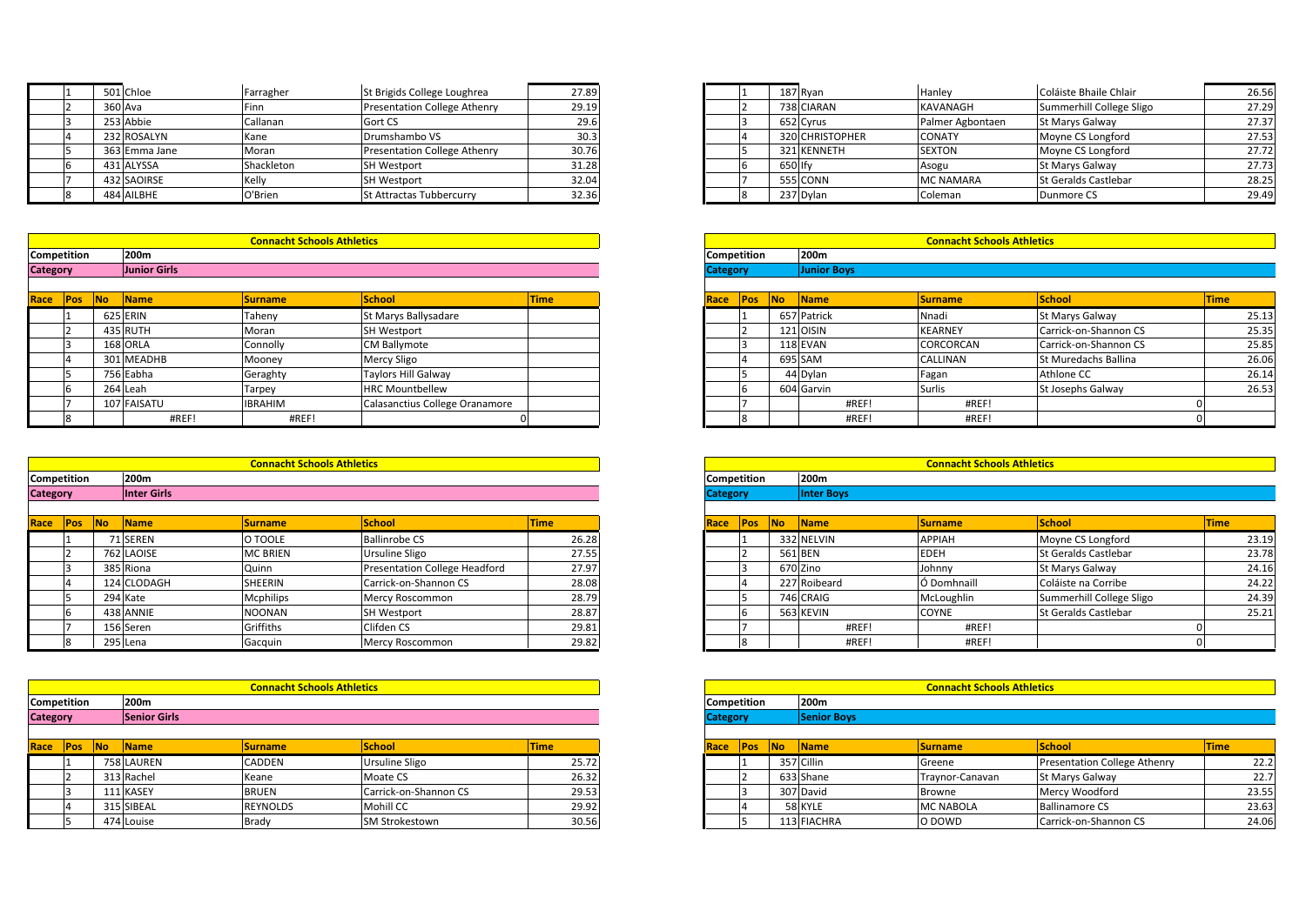| Race | Pos | No | Name | Surname | School | Time |
|---|---|---|---|---|---|---|
| | 1 | 501 | Chloe | Farragher | St Brigids College Loughrea | 27.89 |
| | 2 | 360 | Ava | Finn | Presentation College Athenry | 29.19 |
| | 3 | 253 | Abbie | Callanan | Gort CS | 29.6 |
| | 4 | 232 | ROSALYN | Kane | Drumshambo VS | 30.3 |
| | 5 | 363 | Emma Jane | Moran | Presentation College Athenry | 30.76 |
| | 6 | 431 | ALYSSA | Shackleton | SH Westport | 31.28 |
| | 7 | 432 | SAOIRSE | Kelly | SH Westport | 32.04 |
| | 8 | 484 | AILBHE | O'Brien | St Attractas Tubbercurry | 32.36 |

| Race | Pos | No | Name | Surname | School | Time |
|---|---|---|---|---|---|---|
| | 1 | 187 | Ryan | Hanley | Coláiste Bhaile Chlair | 26.56 |
| | 2 | 738 | CIARAN | KAVANAGH | Summerhill College Sligo | 27.29 |
| | 3 | 652 | Cyrus | Palmer Agbontaen | St Marys Galway | 27.37 |
| | 4 | 320 | CHRISTOPHER | CONATY | Moyne CS Longford | 27.53 |
| | 5 | 321 | KENNETH | SEXTON | Moyne CS Longford | 27.72 |
| | 6 | 650 | Ify | Asogu | St Marys Galway | 27.73 |
| | 7 | 555 | CONN | MC NAMARA | St Geralds Castlebar | 28.25 |
| | 8 | 237 | Dylan | Coleman | Dunmore CS | 29.49 |

**Connacht Schools Athletics**

**Competition:** 200m
**Category:** Junior Girls

| Race | Pos | No | Name | Surname | School | Time |
|---|---|---|---|---|---|---|
| | 1 | 625 | ERIN | Taheny | St Marys Ballysadare | |
| | 2 | 435 | RUTH | Moran | SH Westport | |
| | 3 | 168 | ORLA | Connolly | CM Ballymote | |
| | 4 | 301 | MEADHB | Mooney | Mercy Sligo | |
| | 5 | 756 | Eabha | Geraghty | Taylors Hill Galway | |
| | 6 | 264 | Leah | Tarpey | HRC Mountbellew | |
| | 7 | 107 | FAISATU | IBRAHIM | Calasanctius College Oranamore | |
| | 8 | | #REF! | #REF! | 0 | |

**Connacht Schools Athletics**

**Competition:** 200m
**Category:** Junior Boys

| Race | Pos | No | Name | Surname | School | Time |
|---|---|---|---|---|---|---|
| | 1 | 657 | Patrick | Nnadi | St Marys Galway | 25.13 |
| | 2 | 121 | OISIN | KEARNEY | Carrick-on-Shannon CS | 25.35 |
| | 3 | 118 | EVAN | CORCORCAN | Carrick-on-Shannon CS | 25.85 |
| | 4 | 695 | SAM | CALLINAN | St Muredachs Ballina | 26.06 |
| | 5 | 44 | Dylan | Fagan | Athlone CC | 26.14 |
| | 6 | 604 | Garvin | Surlis | St Josephs Galway | 26.53 |
| | 7 | | #REF! | #REF! | 0 | |
| | 8 | | #REF! | #REF! | 0 | |

**Connacht Schools Athletics**

**Competition:** 200m
**Category:** Inter Girls

| Race | Pos | No | Name | Surname | School | Time |
|---|---|---|---|---|---|---|
| | 1 | 71 | SEREN | O TOOLE | Ballinrobe CS | 26.28 |
| | 2 | 762 | LAOISE | MC BRIEN | Ursuline Sligo | 27.55 |
| | 3 | 385 | Riona | Quinn | Presentation College Headford | 27.97 |
| | 4 | 124 | CLODAGH | SHEERIN | Carrick-on-Shannon CS | 28.08 |
| | 5 | 294 | Kate | Mcphilips | Mercy Roscommon | 28.79 |
| | 6 | 438 | ANNIE | NOONAN | SH Westport | 28.87 |
| | 7 | 156 | Seren | Griffiths | Clifden CS | 29.81 |
| | 8 | 295 | Lena | Gacquin | Mercy Roscommon | 29.82 |

**Connacht Schools Athletics**

**Competition:** 200m
**Category:** Inter Boys

| Race | Pos | No | Name | Surname | School | Time |
|---|---|---|---|---|---|---|
| | 1 | 332 | NELVIN | APPIAH | Moyne CS Longford | 23.19 |
| | 2 | 561 | BEN | EDEH | St Geralds Castlebar | 23.78 |
| | 3 | 670 | Zino | Johnny | St Marys Galway | 24.16 |
| | 4 | 227 | Roibeard | Ó Domhnaill | Coláiste na Corribe | 24.22 |
| | 5 | 746 | CRAIG | McLoughlin | Summerhill College Sligo | 24.39 |
| | 6 | 563 | KEVIN | COYNE | St Geralds Castlebar | 25.21 |
| | 7 | | #REF! | #REF! | 0 | |
| | 8 | | #REF! | #REF! | 0 | |

**Connacht Schools Athletics**

**Competition:** 200m
**Category:** Senior Girls

| Race | Pos | No | Name | Surname | School | Time |
|---|---|---|---|---|---|---|
| | 1 | 758 | LAUREN | CADDEN | Ursuline Sligo | 25.72 |
| | 2 | 313 | Rachel | Keane | Moate CS | 26.32 |
| | 3 | 111 | KASEY | BRUEN | Carrick-on-Shannon CS | 29.53 |
| | 4 | 315 | SIBEAL | REYNOLDS | Mohill CC | 29.92 |
| | 5 | 474 | Louise | Brady | SM Strokestown | 30.56 |

**Connacht Schools Athletics**

**Competition:** 200m
**Category:** Senior Boys

| Race | Pos | No | Name | Surname | School | Time |
|---|---|---|---|---|---|---|
| | 1 | 357 | Cillin | Greene | Presentation College Athenry | 22.2 |
| | 2 | 633 | Shane | Traynor-Canavan | St Marys Galway | 22.7 |
| | 3 | 307 | David | Browne | Mercy Woodford | 23.55 |
| | 4 | 58 | KYLE | MC NABOLA | Ballinamore CS | 23.63 |
| | 5 | 113 | FIACHRA | O DOWD | Carrick-on-Shannon CS | 24.06 |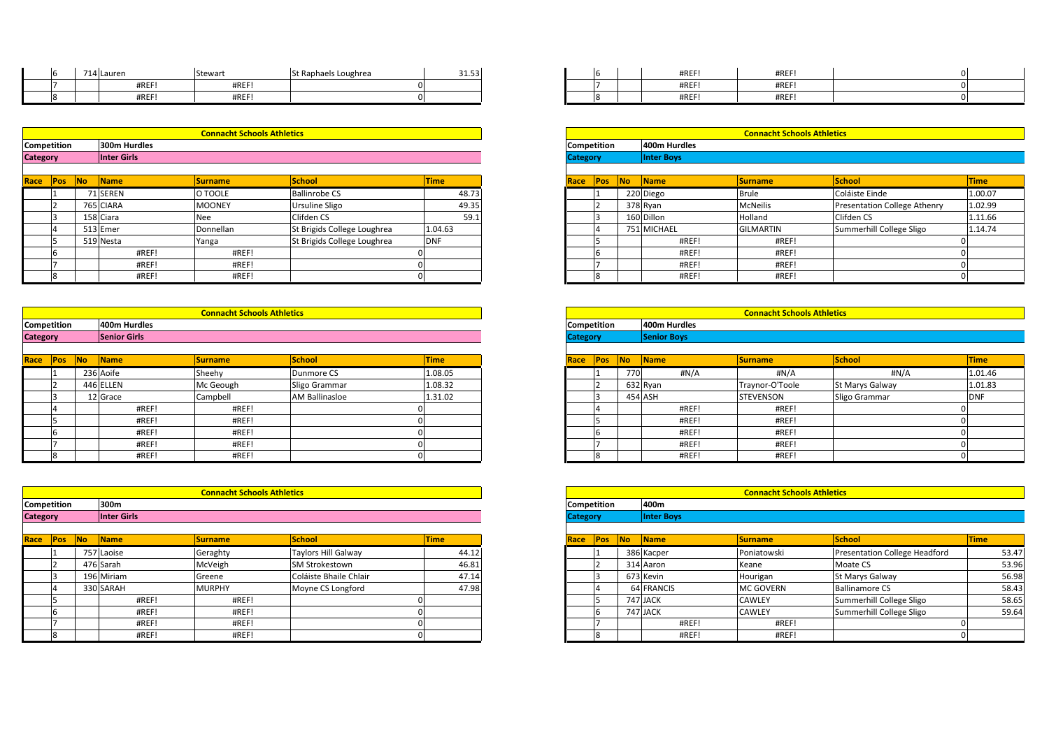| Race | Pos | No | Name | Surname | School | Time |
|---|---|---|---|---|---|---|
| | 6 | 714 | Lauren | Stewart | St Raphaels Loughrea | 31.53 |
| | 7 | | #REF! | #REF! | 0 | |
| | 8 | | #REF! | #REF! | 0 | |

| Race | Pos | No | Name | Surname | School | Time |
|---|---|---|---|---|---|---|
| | 6 | | #REF! | #REF! | 0 | |
| | 7 | | #REF! | #REF! | 0 | |
| | 8 | | #REF! | #REF! | 0 | |

**Connacht Schools Athletics**

**Competition**: 300m Hurdles
**Category**: Inter Girls

| Race | Pos | No | Name | Surname | School | Time |
|---|---|---|---|---|---|---|
| | 1 | 71 | SEREN | O TOOLE | Ballinrobe CS | 48.73 |
| | 2 | 765 | CIARA | MOONEY | Ursuline Sligo | 49.35 |
| | 3 | 158 | Ciara | Nee | Clifden CS | 59.1 |
| | 4 | 513 | Emer | Donnellan | St Brigids College Loughrea | 1.04.63 |
| | 5 | 519 | Nesta | Yanga | St Brigids College Loughrea | DNF |
| | 6 | | #REF! | #REF! | 0 | |
| | 7 | | #REF! | #REF! | 0 | |
| | 8 | | #REF! | #REF! | 0 | |

**Connacht Schools Athletics**

**Competition**: 400m Hurdles
**Category**: Inter Boys

| Race | Pos | No | Name | Surname | School | Time |
|---|---|---|---|---|---|---|
| | 1 | 220 | Diego | Brule | Coláiste Einde | 1.00.07 |
| | 2 | 378 | Ryan | McNeilis | Presentation College Athenry | 1.02.99 |
| | 3 | 160 | Dillon | Holland | Clifden CS | 1.11.66 |
| | 4 | 751 | MICHAEL | GILMARTIN | Summerhill College Sligo | 1.14.74 |
| | 5 | | #REF! | #REF! | 0 | |
| | 6 | | #REF! | #REF! | 0 | |
| | 7 | | #REF! | #REF! | 0 | |
| | 8 | | #REF! | #REF! | 0 | |

**Connacht Schools Athletics**

**Competition**: 400m Hurdles
**Category**: Senior Girls

| Race | Pos | No | Name | Surname | School | Time |
|---|---|---|---|---|---|---|
| | 1 | 236 | Aoife | Sheehy | Dunmore CS | 1.08.05 |
| | 2 | 446 | ELLEN | Mc Geough | Sligo Grammar | 1.08.32 |
| | 3 | 12 | Grace | Campbell | AM Ballinasloe | 1.31.02 |
| | 4 | | #REF! | #REF! | 0 | |
| | 5 | | #REF! | #REF! | 0 | |
| | 6 | | #REF! | #REF! | 0 | |
| | 7 | | #REF! | #REF! | 0 | |
| | 8 | | #REF! | #REF! | 0 | |

**Connacht Schools Athletics**

**Competition**: 400m Hurdles
**Category**: Senior Boys

| Race | Pos | No | Name | Surname | School | Time |
|---|---|---|---|---|---|---|
| | 1 | 770 | #N/A | #N/A | #N/A | 1.01.46 |
| | 2 | 632 | Ryan | Traynor-O'Toole | St Marys Galway | 1.01.83 |
| | 3 | 454 | ASH | STEVENSON | Sligo Grammar | DNF |
| | 4 | | #REF! | #REF! | 0 | |
| | 5 | | #REF! | #REF! | 0 | |
| | 6 | | #REF! | #REF! | 0 | |
| | 7 | | #REF! | #REF! | 0 | |
| | 8 | | #REF! | #REF! | 0 | |

**Connacht Schools Athletics**

**Competition**: 300m
**Category**: Inter Girls

| Race | Pos | No | Name | Surname | School | Time |
|---|---|---|---|---|---|---|
| | 1 | 757 | Laoise | Geraghty | Taylors Hill Galway | 44.12 |
| | 2 | 476 | Sarah | McVeigh | SM Strokestown | 46.81 |
| | 3 | 196 | Miriam | Greene | Coláiste Bhaile Chlair | 47.14 |
| | 4 | 330 | SARAH | MURPHY | Moyne CS Longford | 47.98 |
| | 5 | | #REF! | #REF! | 0 | |
| | 6 | | #REF! | #REF! | 0 | |
| | 7 | | #REF! | #REF! | 0 | |
| | 8 | | #REF! | #REF! | 0 | |

**Connacht Schools Athletics**

**Competition**: 400m
**Category**: Inter Boys

| Race | Pos | No | Name | Surname | School | Time |
|---|---|---|---|---|---|---|
| | 1 | 386 | Kacper | Poniatowski | Presentation College Headford | 53.47 |
| | 2 | 314 | Aaron | Keane | Moate CS | 53.96 |
| | 3 | 673 | Kevin | Hourigan | St Marys Galway | 56.98 |
| | 4 | 64 | FRANCIS | MC GOVERN | Ballinamore CS | 58.43 |
| | 5 | 747 | JACK | CAWLEY | Summerhill College Sligo | 58.65 |
| | 6 | 747 | JACK | CAWLEY | Summerhill College Sligo | 59.64 |
| | 7 | | #REF! | #REF! | 0 | |
| | 8 | | #REF! | #REF! | 0 | |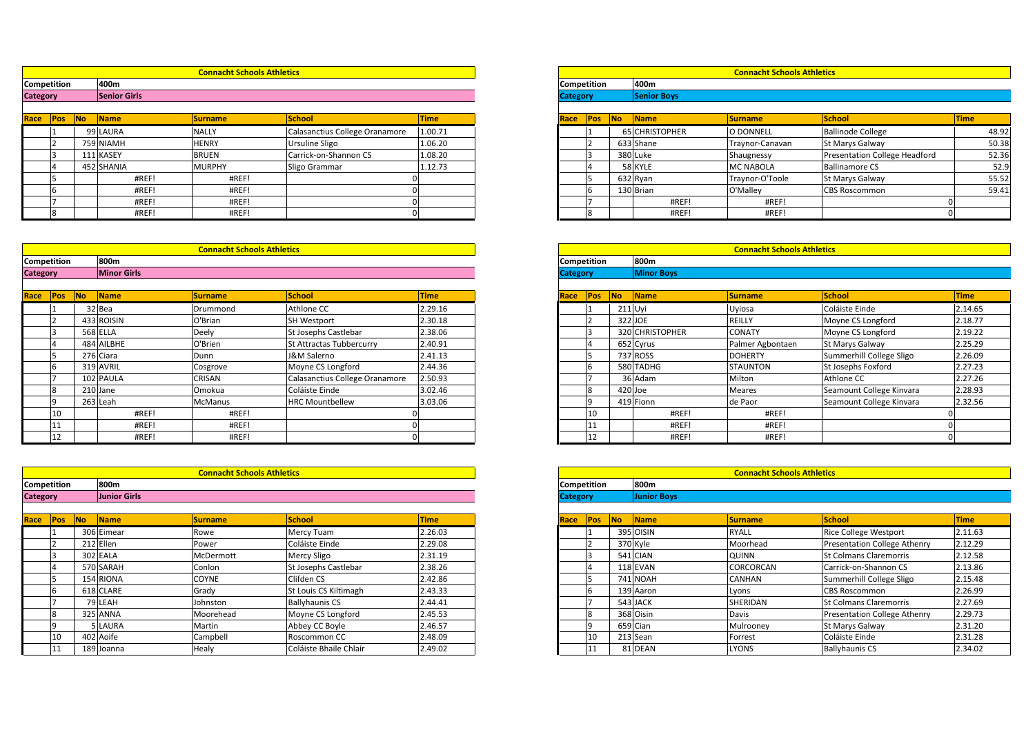## Connacht Schools Athletics

**Competition** 400m
**Category** Senior Girls

| Race | Pos | No | Name | Surname | School | Time |
|---|---|---|---|---|---|---|
| | 1 | 99 | LAURA | NALLY | Calasanctius College Oranamore | 1.00.71 |
| | 2 | 759 | NIAMH | HENRY | Ursuline Sligo | 1.06.20 |
| | 3 | 111 | KASEY | BRUEN | Carrick-on-Shannon CS | 1.08.20 |
| | 4 | 452 | SHANIA | MURPHY | Sligo Grammar | 1.12.73 |
| | 5 | | #REF! | #REF! | 0 | |
| | 6 | | #REF! | #REF! | 0 | |
| | 7 | | #REF! | #REF! | 0 | |
| | 8 | | #REF! | #REF! | 0 | |

## Connacht Schools Athletics

**Competition** 400m
**Category** Senior Boys

| Race | Pos | No | Name | Surname | School | Time |
|---|---|---|---|---|---|---|
| | 1 | 65 | CHRISTOPHER | O DONNELL | Ballinode College | 48.92 |
| | 2 | 633 | Shane | Traynor-Canavan | St Marys Galway | 50.38 |
| | 3 | 380 | Luke | Shaugnessy | Presentation College Headford | 52.36 |
| | 4 | 58 | KYLE | MC NABOLA | Ballinamore CS | 52.9 |
| | 5 | 632 | Ryan | Traynor-O'Toole | St Marys Galway | 55.52 |
| | 6 | 130 | Brian | O'Malley | CBS Roscommon | 59.41 |
| | 7 | | #REF! | #REF! | 0 | |
| | 8 | | #REF! | #REF! | 0 | |

## Connacht Schools Athletics

**Competition** 800m
**Category** Minor Girls

| Race | Pos | No | Name | Surname | School | Time |
|---|---|---|---|---|---|---|
| | 1 | 32 | Bea | Drummond | Athlone CC | 2.29.16 |
| | 2 | 433 | ROISIN | O'Brian | SH Westport | 2.30.18 |
| | 3 | 568 | ELLA | Deely | St Josephs Castlebar | 2.38.06 |
| | 4 | 484 | AILBHE | O'Brien | St Attractas Tubbercurry | 2.40.91 |
| | 5 | 276 | Ciara | Dunn | J&M Salerno | 2.41.13 |
| | 6 | 319 | AVRIL | Cosgrove | Moyne CS Longford | 2.44.36 |
| | 7 | 102 | PAULA | CRISAN | Calasanctius College Oranamore | 2.50.93 |
| | 8 | 210 | Jane | Omokua | Coláiste Einde | 3.02.46 |
| | 9 | 263 | Leah | McManus | HRC Mountbellew | 3.03.06 |
| | 10 | | #REF! | #REF! | 0 | |
| | 11 | | #REF! | #REF! | 0 | |
| | 12 | | #REF! | #REF! | 0 | |

## Connacht Schools Athletics

**Competition** 800m
**Category** Minor Boys

| Race | Pos | No | Name | Surname | School | Time |
|---|---|---|---|---|---|---|
| | 1 | 211 | Uyi | Uyiosa | Coláiste Einde | 2.14.65 |
| | 2 | 322 | JOE | REILLY | Moyne CS Longford | 2.18.77 |
| | 3 | 320 | CHRISTOPHER | CONATY | Moyne CS Longford | 2.19.22 |
| | 4 | 652 | Cyrus | Palmer Agbontaen | St Marys Galway | 2.25.29 |
| | 5 | 737 | ROSS | DOHERTY | Summerhill College Sligo | 2.26.09 |
| | 6 | 580 | TADHG | STAUNTON | St Josephs Foxford | 2.27.23 |
| | 7 | 36 | Adam | Milton | Athlone CC | 2.27.26 |
| | 8 | 420 | Joe | Meares | Seamount College Kinvara | 2.28.93 |
| | 9 | 419 | Fionn | de Paor | Seamount College Kinvara | 2.32.56 |
| | 10 | | #REF! | #REF! | 0 | |
| | 11 | | #REF! | #REF! | 0 | |
| | 12 | | #REF! | #REF! | 0 | |

## Connacht Schools Athletics

**Competition** 800m
**Category** Junior Girls

| Race | Pos | No | Name | Surname | School | Time |
|---|---|---|---|---|---|---|
| | 1 | 306 | Eimear | Rowe | Mercy Tuam | 2.26.03 |
| | 2 | 212 | Ellen | Power | Coláiste Einde | 2.29.08 |
| | 3 | 302 | EALA | McDermott | Mercy Sligo | 2.31.19 |
| | 4 | 570 | SARAH | Conlon | St Josephs Castlebar | 2.38.26 |
| | 5 | 154 | RIONA | COYNE | Clifden CS | 2.42.86 |
| | 6 | 618 | CLARE | Grady | St Louis CS Kiltimagh | 2.43.33 |
| | 7 | 79 | LEAH | Johnston | Ballyhaunis CS | 2.44.41 |
| | 8 | 325 | ANNA | Moorehead | Moyne CS Longford | 2.45.53 |
| | 9 | 5 | LAURA | Martin | Abbey CC Boyle | 2.46.57 |
| | 10 | 402 | Aoife | Campbell | Roscommon CC | 2.48.09 |
| | 11 | 189 | Joanna | Healy | Coláiste Bhaile Chlair | 2.49.02 |

## Connacht Schools Athletics

**Competition** 800m
**Category** Junior Boys

| Race | Pos | No | Name | Surname | School | Time |
|---|---|---|---|---|---|---|
| | 1 | 395 | OISIN | RYALL | Rice College Westport | 2.11.63 |
| | 2 | 370 | Kyle | Moorhead | Presentation College Athenry | 2.12.29 |
| | 3 | 541 | CIAN | QUINN | St Colmans Claremorris | 2.12.58 |
| | 4 | 118 | EVAN | CORCORCAN | Carrick-on-Shannon CS | 2.13.86 |
| | 5 | 741 | NOAH | CANHAN | Summerhill College Sligo | 2.15.48 |
| | 6 | 139 | Aaron | Lyons | CBS Roscommon | 2.26.99 |
| | 7 | 543 | JACK | SHERIDAN | St Colmans Claremorris | 2.27.69 |
| | 8 | 368 | Oisin | Davis | Presentation College Athenry | 2.29.73 |
| | 9 | 659 | Cian | Mulrooney | St Marys Galway | 2.31.20 |
| | 10 | 213 | Sean | Forrest | Coláiste Einde | 2.31.28 |
| | 11 | 81 | DEAN | LYONS | Ballyhaunis CS | 2.34.02 |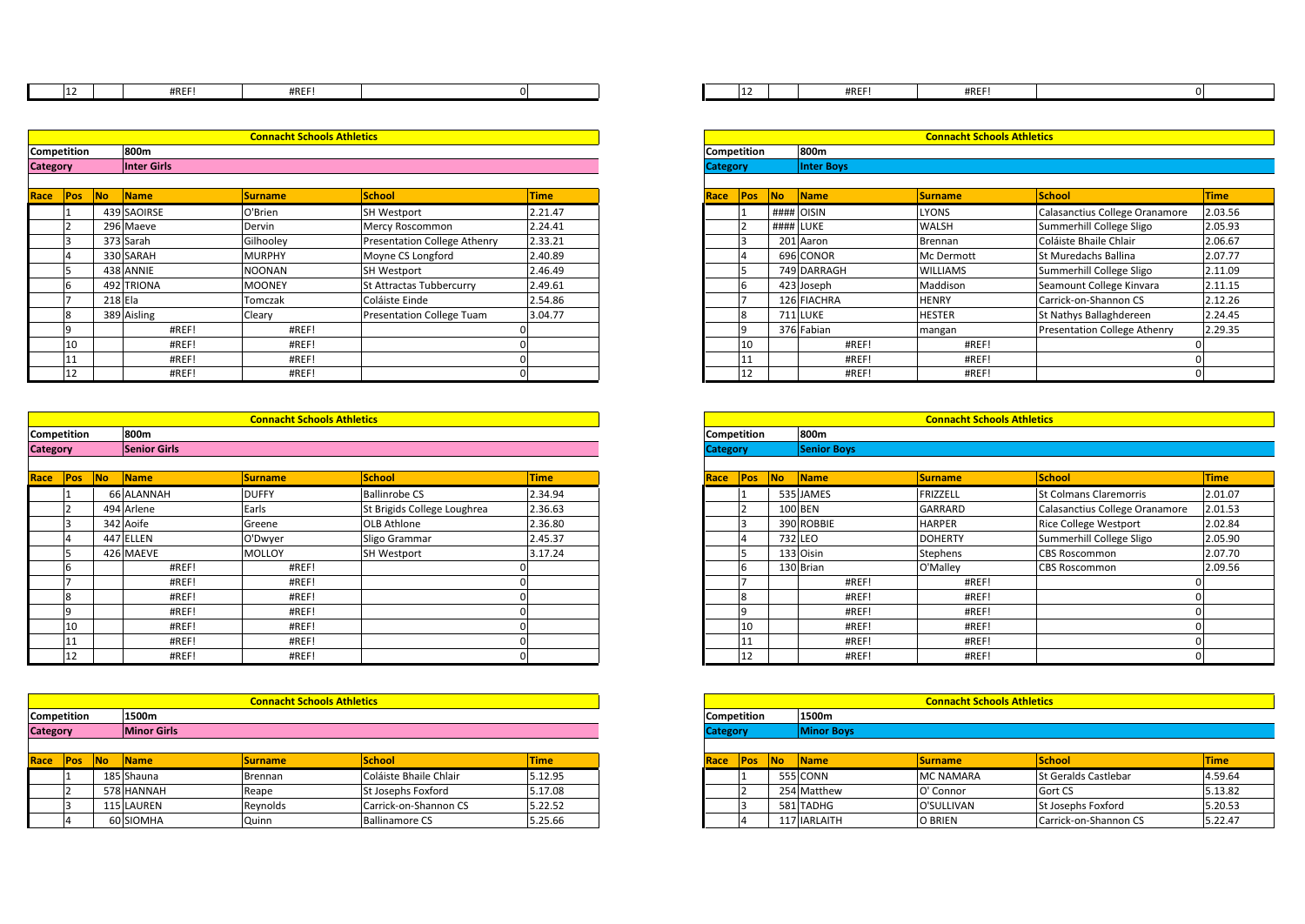| Race | Pos | No | Name | Surname | School | Time |
|---|---|---|---|---|---|---|
| | 12 | | #REF! | #REF! | 0 | |

| Race | Pos | No | Name | Surname | School | Time |
|---|---|---|---|---|---|---|
| | 12 | | #REF! | #REF! | 0 | |

**Connacht Schools Athletics**

**Competition** 800m
**Category** Inter Girls

| Race | Pos | No | Name | Surname | School | Time |
|---|---|---|---|---|---|---|
| | 1 | 439 | SAOIRSE | O'Brien | SH Westport | 2.21.47 |
| | 2 | 296 | Maeve | Dervin | Mercy Roscommon | 2.24.41 |
| | 3 | 373 | Sarah | Gilhooley | Presentation College Athenry | 2.33.21 |
| | 4 | 330 | SARAH | MURPHY | Moyne CS Longford | 2.40.89 |
| | 5 | 438 | ANNIE | NOONAN | SH Westport | 2.46.49 |
| | 6 | 492 | TRIONA | MOONEY | St Attractas Tubbercurry | 2.49.61 |
| | 7 | 218 | Ela | Tomczak | Coláiste Einde | 2.54.86 |
| | 8 | 389 | Aisling | Cleary | Presentation College Tuam | 3.04.77 |
| | 9 | | #REF! | #REF! | 0 | |
| | 10 | | #REF! | #REF! | 0 | |
| | 11 | | #REF! | #REF! | 0 | |
| | 12 | | #REF! | #REF! | 0 | |

**Connacht Schools Athletics**

**Competition** 800m
**Category** Inter Boys

| Race | Pos | No | Name | Surname | School | Time |
|---|---|---|---|---|---|---|
| | 1 | #### | OISIN | LYONS | Calasanctius College Oranamore | 2.03.56 |
| | 2 | #### | LUKE | WALSH | Summerhill College Sligo | 2.05.93 |
| | 3 | 201 | Aaron | Brennan | Coláiste Bhaile Chlair | 2.06.67 |
| | 4 | 696 | CONOR | Mc Dermott | St Muredachs Ballina | 2.07.77 |
| | 5 | 749 | DARRAGH | WILLIAMS | Summerhill College Sligo | 2.11.09 |
| | 6 | 423 | Joseph | Maddison | Seamount College Kinvara | 2.11.15 |
| | 7 | 126 | FIACHRA | HENRY | Carrick-on-Shannon CS | 2.12.26 |
| | 8 | 711 | LUKE | HESTER | St Nathys Ballaghdereen | 2.24.45 |
| | 9 | 376 | Fabian | mangan | Presentation College Athenry | 2.29.35 |
| | 10 | | #REF! | #REF! | 0 | |
| | 11 | | #REF! | #REF! | 0 | |
| | 12 | | #REF! | #REF! | 0 | |

**Connacht Schools Athletics**

**Competition** 800m
**Category** Senior Girls

| Race | Pos | No | Name | Surname | School | Time |
|---|---|---|---|---|---|---|
| | 1 | 66 | ALANNAH | DUFFY | Ballinrobe CS | 2.34.94 |
| | 2 | 494 | Arlene | Earls | St Brigids College Loughrea | 2.36.63 |
| | 3 | 342 | Aoife | Greene | OLB Athlone | 2.36.80 |
| | 4 | 447 | ELLEN | O'Dwyer | Sligo Grammar | 2.45.37 |
| | 5 | 426 | MAEVE | MOLLOY | SH Westport | 3.17.24 |
| | 6 | | #REF! | #REF! | 0 | |
| | 7 | | #REF! | #REF! | 0 | |
| | 8 | | #REF! | #REF! | 0 | |
| | 9 | | #REF! | #REF! | 0 | |
| | 10 | | #REF! | #REF! | 0 | |
| | 11 | | #REF! | #REF! | 0 | |
| | 12 | | #REF! | #REF! | 0 | |

**Connacht Schools Athletics**

**Competition** 800m
**Category** Senior Boys

| Race | Pos | No | Name | Surname | School | Time |
|---|---|---|---|---|---|---|
| | 1 | 535 | JAMES | FRIZZELL | St Colmans Claremorris | 2.01.07 |
| | 2 | 100 | BEN | GARRARD | Calasanctius College Oranamore | 2.01.53 |
| | 3 | 390 | ROBBIE | HARPER | Rice College Westport | 2.02.84 |
| | 4 | 732 | LEO | DOHERTY | Summerhill College Sligo | 2.05.90 |
| | 5 | 133 | Oisin | Stephens | CBS Roscommon | 2.07.70 |
| | 6 | 130 | Brian | O'Malley | CBS Roscommon | 2.09.56 |
| | 7 | | #REF! | #REF! | 0 | |
| | 8 | | #REF! | #REF! | 0 | |
| | 9 | | #REF! | #REF! | 0 | |
| | 10 | | #REF! | #REF! | 0 | |
| | 11 | | #REF! | #REF! | 0 | |
| | 12 | | #REF! | #REF! | 0 | |

**Connacht Schools Athletics**

**Competition** 1500m
**Category** Minor Girls

| Race | Pos | No | Name | Surname | School | Time |
|---|---|---|---|---|---|---|
| | 1 | 185 | Shauna | Brennan | Coláiste Bhaile Chlair | 5.12.95 |
| | 2 | 578 | HANNAH | Reape | St Josephs Foxford | 5.17.08 |
| | 3 | 115 | LAUREN | Reynolds | Carrick-on-Shannon CS | 5.22.52 |
| | 4 | 60 | SIOMHA | Quinn | Ballinamore CS | 5.25.66 |

**Connacht Schools Athletics**

**Competition** 1500m
**Category** Minor Boys

| Race | Pos | No | Name | Surname | School | Time |
|---|---|---|---|---|---|---|
| | 1 | 555 | CONN | MC NAMARA | St Geralds Castlebar | 4.59.64 |
| | 2 | 254 | Matthew | O' Connor | Gort CS | 5.13.82 |
| | 3 | 581 | TADHG | O'SULLIVAN | St Josephs Foxford | 5.20.53 |
| | 4 | 117 | IARLAITH | O BRIEN | Carrick-on-Shannon CS | 5.22.47 |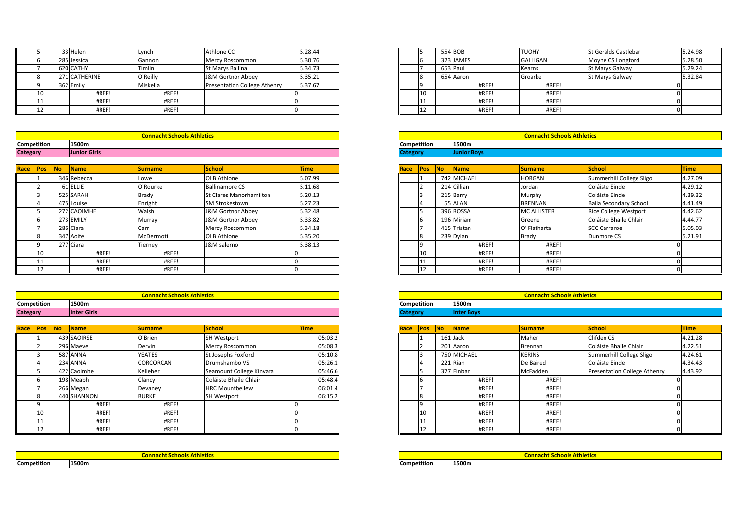| Race | Pos | No | Name | Surname | School | Time |
|---|---|---|---|---|---|---|
| | 5 | 33 | Helen | Lynch | Athlone CC | 5.28.44 |
| | 6 | 285 | Jessica | Gannon | Mercy Roscommon | 5.30.76 |
| | 7 | 620 | CATHY | Timlin | St Marys Ballina | 5.34.73 |
| | 8 | 271 | CATHERINE | O'Reilly | J&M Gortnor Abbey | 5.35.21 |
| | 9 | 362 | Emily | Miskella | Presentation College Athenry | 5.37.67 |
| | 10 | | #REF! | #REF! | 0 | |
| | 11 | | #REF! | #REF! | 0 | |
| | 12 | | #REF! | #REF! | 0 | |

| Race | Pos | No | Name | Surname | School | Time |
|---|---|---|---|---|---|---|
| | 5 | 554 | BOB | TUOHY | St Geralds Castlebar | 5.24.98 |
| | 6 | 323 | JAMES | GALLIGAN | Moyne CS Longford | 5.28.50 |
| | 7 | 653 | Paul | Kearns | St Marys Galway | 5.29.24 |
| | 8 | 654 | Aaron | Groarke | St Marys Galway | 5.32.84 |
| | 9 | | #REF! | #REF! | 0 | |
| | 10 | | #REF! | #REF! | 0 | |
| | 11 | | #REF! | #REF! | 0 | |
| | 12 | | #REF! | #REF! | 0 | |

**Connacht Schools Athletics**

**Competition** 1500m
**Category** Junior Girls

| Race | Pos | No | Name | Surname | School | Time |
|---|---|---|---|---|---|---|
| | 1 | 346 | Rebecca | Lowe | OLB Athlone | 5.07.99 |
| | 2 | 61 | ELLIE | O'Rourke | Ballinamore CS | 5.11.68 |
| | 3 | 525 | SARAH | Brady | St Clares Manorhamilton | 5.20.13 |
| | 4 | 475 | Louise | Enright | SM Strokestown | 5.27.23 |
| | 5 | 272 | CAOIMHE | Walsh | J&M Gortnor Abbey | 5.32.48 |
| | 6 | 273 | EMILY | Murray | J&M Gortnor Abbey | 5.33.82 |
| | 7 | 286 | Ciara | Carr | Mercy Roscommon | 5.34.18 |
| | 8 | 347 | Aoife | McDermott | OLB Athlone | 5.35.20 |
| | 9 | 277 | Ciara | Tierney | J&M salerno | 5.38.13 |
| | 10 | | #REF! | #REF! | 0 | |
| | 11 | | #REF! | #REF! | 0 | |
| | 12 | | #REF! | #REF! | 0 | |

**Connacht Schools Athletics**

**Competition** 1500m
**Category** Junior Boys

| Race | Pos | No | Name | Surname | School | Time |
|---|---|---|---|---|---|---|
| | 1 | 742 | MICHAEL | HORGAN | Summerhill College Sligo | 4.27.09 |
| | 2 | 214 | Cillian | Jordan | Coláiste Einde | 4.29.12 |
| | 3 | 215 | Barry | Murphy | Coláiste Einde | 4.39.32 |
| | 4 | 55 | ALAN | BRENNAN | Balla Secondary School | 4.41.49 |
| | 5 | 396 | ROSSA | MC ALLISTER | Rice College Westport | 4.42.62 |
| | 6 | 196 | Miriam | Greene | Coláiste Bhaile Chlair | 4.44.77 |
| | 7 | 415 | Tristan | O' Flatharta | SCC Carraroe | 5.05.03 |
| | 8 | 239 | Dylan | Brady | Dunmore CS | 5.21.91 |
| | 9 | | #REF! | #REF! | 0 | |
| | 10 | | #REF! | #REF! | 0 | |
| | 11 | | #REF! | #REF! | 0 | |
| | 12 | | #REF! | #REF! | 0 | |

**Connacht Schools Athletics**

**Competition** 1500m
**Category** Inter Girls

| Race | Pos | No | Name | Surname | School | Time |
|---|---|---|---|---|---|---|
| | 1 | 439 | SAOIRSE | O'Brien | SH Westport | 05:03.2 |
| | 2 | 296 | Maeve | Dervin | Mercy Roscommon | 05:08.3 |
| | 3 | 587 | ANNA | YEATES | St Josephs Foxford | 05:10.8 |
| | 4 | 234 | ANNA | CORCORCAN | Drumshambo VS | 05:26.1 |
| | 5 | 422 | Caoimhe | Kelleher | Seamount College Kinvara | 05:46.6 |
| | 6 | 198 | Meabh | Clancy | Coláiste Bhaile Chlair | 05:48.4 |
| | 7 | 266 | Megan | Devaney | HRC Mountbellew | 06:01.4 |
| | 8 | 440 | SHANNON | BURKE | SH Westport | 06:15.2 |
| | 9 | | #REF! | #REF! | 0 | |
| | 10 | | #REF! | #REF! | 0 | |
| | 11 | | #REF! | #REF! | 0 | |
| | 12 | | #REF! | #REF! | 0 | |

**Connacht Schools Athletics**

**Competition** 1500m
**Category** Inter Boys

| Race | Pos | No | Name | Surname | School | Time |
|---|---|---|---|---|---|---|
| | 1 | 161 | Jack | Maher | Clifden CS | 4.21.28 |
| | 2 | 201 | Aaron | Brennan | Coláiste Bhaile Chlair | 4.22.51 |
| | 3 | 750 | MICHAEL | KERINS | Summerhill College Sligo | 4.24.61 |
| | 4 | 221 | Rian | De Baired | Coláiste Einde | 4.34.43 |
| | 5 | 377 | Finbar | McFadden | Presentation College Athenry | 4.43.92 |
| | 6 | | #REF! | #REF! | 0 | |
| | 7 | | #REF! | #REF! | 0 | |
| | 8 | | #REF! | #REF! | 0 | |
| | 9 | | #REF! | #REF! | 0 | |
| | 10 | | #REF! | #REF! | 0 | |
| | 11 | | #REF! | #REF! | 0 | |
| | 12 | | #REF! | #REF! | 0 | |

**Connacht Schools Athletics**

**Competition** 1500m

**Connacht Schools Athletics**

**Competition** 1500m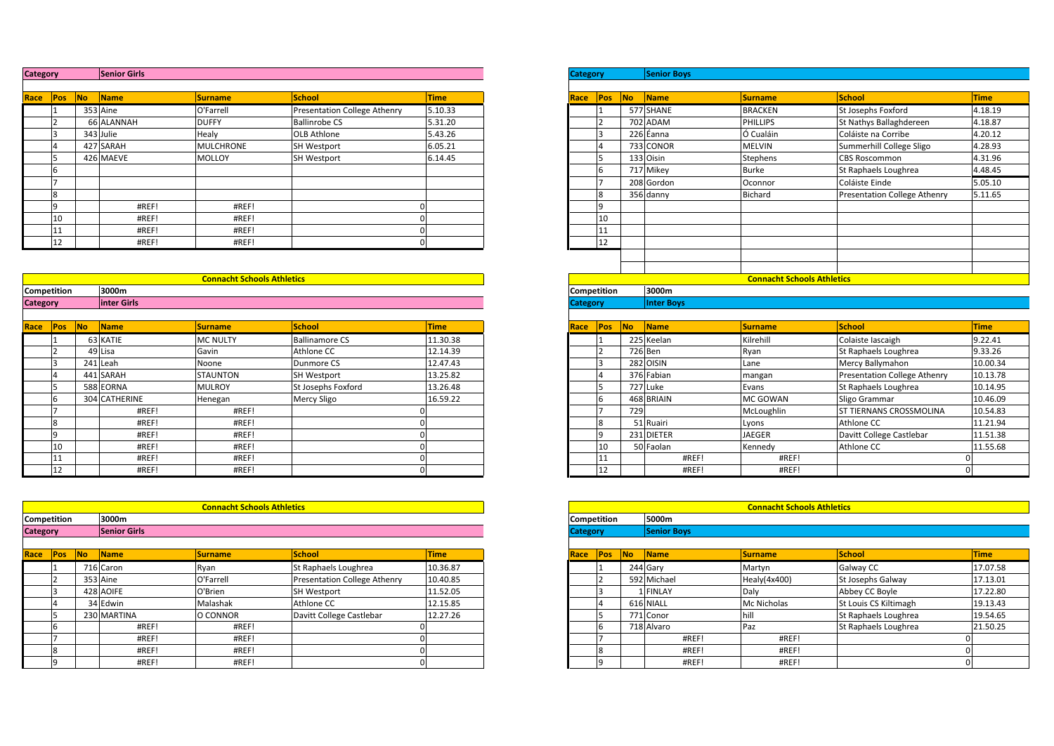| Category | | Senior Girls | | | | |
|---|---|---|---|---|---|---|
| Race | Pos | No | Name | Surname | School | Time |
| | 1 | 353 | Aine | O'Farrell | Presentation College Athenry | 5.10.33 |
| | 2 | 66 | ALANNAH | DUFFY | Ballinrobe CS | 5.31.20 |
| | 3 | 343 | Julie | Healy | OLB Athlone | 5.43.26 |
| | 4 | 427 | SARAH | MULCHRONE | SH Westport | 6.05.21 |
| | 5 | 426 | MAEVE | MOLLOY | SH Westport | 6.14.45 |
| | 6 | | | | | |
| | 7 | | | | | |
| | 8 | | | | | |
| | 9 | | #REF! | #REF! | 0 | |
| | 10 | | #REF! | #REF! | 0 | |
| | 11 | | #REF! | #REF! | 0 | |
| | 12 | | #REF! | #REF! | 0 | |

| Category | | Senior Boys | | | | |
|---|---|---|---|---|---|---|
| Race | Pos | No | Name | Surname | School | Time |
| | 1 | 577 | SHANE | BRACKEN | St Josephs Foxford | 4.18.19 |
| | 2 | 702 | ADAM | PHILLIPS | St Nathys Ballaghdereen | 4.18.87 |
| | 3 | 226 | Éanna | Ó Cualáin | Coláiste na Corribe | 4.20.12 |
| | 4 | 733 | CONOR | MELVIN | Summerhill College Sligo | 4.28.93 |
| | 5 | 133 | Oisin | Stephens | CBS Roscommon | 4.31.96 |
| | 6 | 717 | Mikey | Burke | St Raphaels Loughrea | 4.48.45 |
| | 7 | 208 | Gordon | Oconnor | Coláiste Einde | 5.05.10 |
| | 8 | 356 | danny | Bichard | Presentation College Athenry | 5.11.65 |
| | 9 | | | | | |
| | 10 | | | | | |
| | 11 | | | | | |
| | 12 | | | | | |

**Connacht Schools Athletics**

| Competition | | 3000m | | | | |
|---|---|---|---|---|---|---|
| Category | | inter Girls | | | | |
| Race | Pos | No | Name | Surname | School | Time |
| | 1 | 63 | KATIE | MC NULTY | Ballinamore CS | 11.30.38 |
| | 2 | 49 | Lisa | Gavin | Athlone CC | 12.14.39 |
| | 3 | 241 | Leah | Noone | Dunmore CS | 12.47.43 |
| | 4 | 441 | SARAH | STAUNTON | SH Westport | 13.25.82 |
| | 5 | 588 | EORNA | MULROY | St Josephs Foxford | 13.26.48 |
| | 6 | 304 | CATHERINE | Henegan | Mercy Sligo | 16.59.22 |
| | 7 | | #REF! | #REF! | 0 | |
| | 8 | | #REF! | #REF! | 0 | |
| | 9 | | #REF! | #REF! | 0 | |
| | 10 | | #REF! | #REF! | 0 | |
| | 11 | | #REF! | #REF! | 0 | |
| | 12 | | #REF! | #REF! | 0 | |

**Connacht Schools Athletics**

| Competition | | 3000m | | | | |
|---|---|---|---|---|---|---|
| Category | | Inter Boys | | | | |
| Race | Pos | No | Name | Surname | School | Time |
| | 1 | 225 | Keelan | Kilrehill | Colaiste Iascaigh | 9.22.41 |
| | 2 | 726 | Ben | Ryan | St Raphaels Loughrea | 9.33.26 |
| | 3 | 282 | OISIN | Lane | Mercy Ballymahon | 10.00.34 |
| | 4 | 376 | Fabian | mangan | Presentation College Athenry | 10.13.78 |
| | 5 | 727 | Luke | Evans | St Raphaels Loughrea | 10.14.95 |
| | 6 | 468 | BRIAIN | MC GOWAN | Sligo Grammar | 10.46.09 |
| | 7 | 729 | | McLoughlin | ST TIERNANS CROSSMOLINA | 10.54.83 |
| | 8 | 51 | Ruairi | Lyons | Athlone CC | 11.21.94 |
| | 9 | 231 | DIETER | JAEGER | Davitt College Castlebar | 11.51.38 |
| | 10 | 50 | Faolan | Kennedy | Athlone CC | 11.55.68 |
| | 11 | | #REF! | #REF! | 0 | |
| | 12 | | #REF! | #REF! | 0 | |

**Connacht Schools Athletics**

| Competition | | 3000m | | | | |
|---|---|---|---|---|---|---|
| Category | | Senior Girls | | | | |
| Race | Pos | No | Name | Surname | School | Time |
| | 1 | 716 | Caron | Ryan | St Raphaels Loughrea | 10.36.87 |
| | 2 | 353 | Aine | O'Farrell | Presentation College Athenry | 10.40.85 |
| | 3 | 428 | AOIFE | O'Brien | SH Westport | 11.52.05 |
| | 4 | 34 | Edwin | Malashak | Athlone CC | 12.15.85 |
| | 5 | 230 | MARTINA | O CONNOR | Davitt College Castlebar | 12.27.26 |
| | 6 | | #REF! | #REF! | 0 | |
| | 7 | | #REF! | #REF! | 0 | |
| | 8 | | #REF! | #REF! | 0 | |
| | 9 | | #REF! | #REF! | 0 | |

**Connacht Schools Athletics**

| Competition | | 5000m | | | | |
|---|---|---|---|---|---|---|
| Category | | Senior Boys | | | | |
| Race | Pos | No | Name | Surname | School | Time |
| | 1 | 244 | Gary | Martyn | Galway CC | 17.07.58 |
| | 2 | 592 | Michael | Healy(4x400) | St Josephs Galway | 17.13.01 |
| | 3 | 1 | FINLAY | Daly | Abbey CC Boyle | 17.22.80 |
| | 4 | 616 | NIALL | Mc Nicholas | St Louis CS Kiltimagh | 19.13.43 |
| | 5 | 771 | Conor | hill | St Raphaels Loughrea | 19.54.65 |
| | 6 | 718 | Alvaro | Paz | St Raphaels Loughrea | 21.50.25 |
| | 7 | | #REF! | #REF! | 0 | |
| | 8 | | #REF! | #REF! | 0 | |
| | 9 | | #REF! | #REF! | 0 | |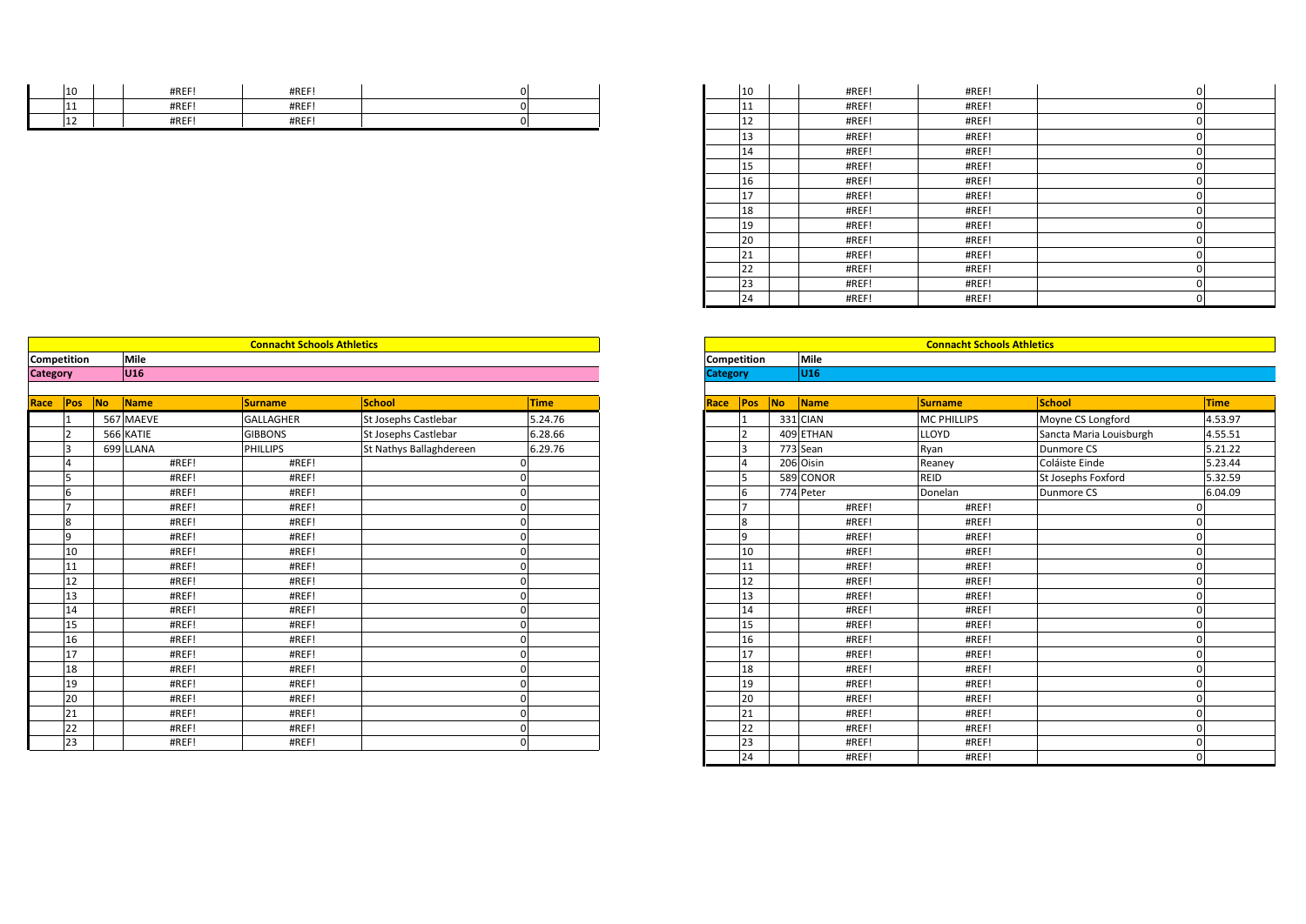| | | | | | | |
|---|---|---|---|---|---|---|
| | 10 | | #REF! | #REF! | 0 | |
| | 11 | | #REF! | #REF! | 0 | |
| | 12 | | #REF! | #REF! | 0 | |

| | | | | | | |
|---|---|---|---|---|---|---|
| | 10 | | #REF! | #REF! | 0 | |
| | 11 | | #REF! | #REF! | 0 | |
| | 12 | | #REF! | #REF! | 0 | |
| | 13 | | #REF! | #REF! | 0 | |
| | 14 | | #REF! | #REF! | 0 | |
| | 15 | | #REF! | #REF! | 0 | |
| | 16 | | #REF! | #REF! | 0 | |
| | 17 | | #REF! | #REF! | 0 | |
| | 18 | | #REF! | #REF! | 0 | |
| | 19 | | #REF! | #REF! | 0 | |
| | 20 | | #REF! | #REF! | 0 | |
| | 21 | | #REF! | #REF! | 0 | |
| | 22 | | #REF! | #REF! | 0 | |
| | 23 | | #REF! | #REF! | 0 | |
| | 24 | | #REF! | #REF! | 0 | |

**Connacht Schools Athletics**

**Competition** Mile
**Category** U16

| Race | Pos | No | Name | Surname | School | Time |
|---|---|---|---|---|---|---|
| | 1 | 567 | MAEVE | GALLAGHER | St Josephs Castlebar | 5.24.76 |
| | 2 | 566 | KATIE | GIBBONS | St Josephs Castlebar | 6.28.66 |
| | 3 | 699 | LLANA | PHILLIPS | St Nathys Ballaghdereen | 6.29.76 |
| | 4 | | #REF! | #REF! | 0 | |
| | 5 | | #REF! | #REF! | 0 | |
| | 6 | | #REF! | #REF! | 0 | |
| | 7 | | #REF! | #REF! | 0 | |
| | 8 | | #REF! | #REF! | 0 | |
| | 9 | | #REF! | #REF! | 0 | |
| | 10 | | #REF! | #REF! | 0 | |
| | 11 | | #REF! | #REF! | 0 | |
| | 12 | | #REF! | #REF! | 0 | |
| | 13 | | #REF! | #REF! | 0 | |
| | 14 | | #REF! | #REF! | 0 | |
| | 15 | | #REF! | #REF! | 0 | |
| | 16 | | #REF! | #REF! | 0 | |
| | 17 | | #REF! | #REF! | 0 | |
| | 18 | | #REF! | #REF! | 0 | |
| | 19 | | #REF! | #REF! | 0 | |
| | 20 | | #REF! | #REF! | 0 | |
| | 21 | | #REF! | #REF! | 0 | |
| | 22 | | #REF! | #REF! | 0 | |
| | 23 | | #REF! | #REF! | 0 | |

**Connacht Schools Athletics**

**Competition** Mile
**Category** U16

| Race | Pos | No | Name | Surname | School | Time |
|---|---|---|---|---|---|---|
| | 1 | 331 | CIAN | MC PHILLIPS | Moyne CS Longford | 4.53.97 |
| | 2 | 409 | ETHAN | LLOYD | Sancta Maria Louisburgh | 4.55.51 |
| | 3 | 773 | Sean | Ryan | Dunmore CS | 5.21.22 |
| | 4 | 206 | Oisin | Reaney | Coláiste Einde | 5.23.44 |
| | 5 | 589 | CONOR | REID | St Josephs Foxford | 5.32.59 |
| | 6 | 774 | Peter | Donelan | Dunmore CS | 6.04.09 |
| | 7 | | #REF! | #REF! | 0 | |
| | 8 | | #REF! | #REF! | 0 | |
| | 9 | | #REF! | #REF! | 0 | |
| | 10 | | #REF! | #REF! | 0 | |
| | 11 | | #REF! | #REF! | 0 | |
| | 12 | | #REF! | #REF! | 0 | |
| | 13 | | #REF! | #REF! | 0 | |
| | 14 | | #REF! | #REF! | 0 | |
| | 15 | | #REF! | #REF! | 0 | |
| | 16 | | #REF! | #REF! | 0 | |
| | 17 | | #REF! | #REF! | 0 | |
| | 18 | | #REF! | #REF! | 0 | |
| | 19 | | #REF! | #REF! | 0 | |
| | 20 | | #REF! | #REF! | 0 | |
| | 21 | | #REF! | #REF! | 0 | |
| | 22 | | #REF! | #REF! | 0 | |
| | 23 | | #REF! | #REF! | 0 | |
| | 24 | | #REF! | #REF! | 0 | |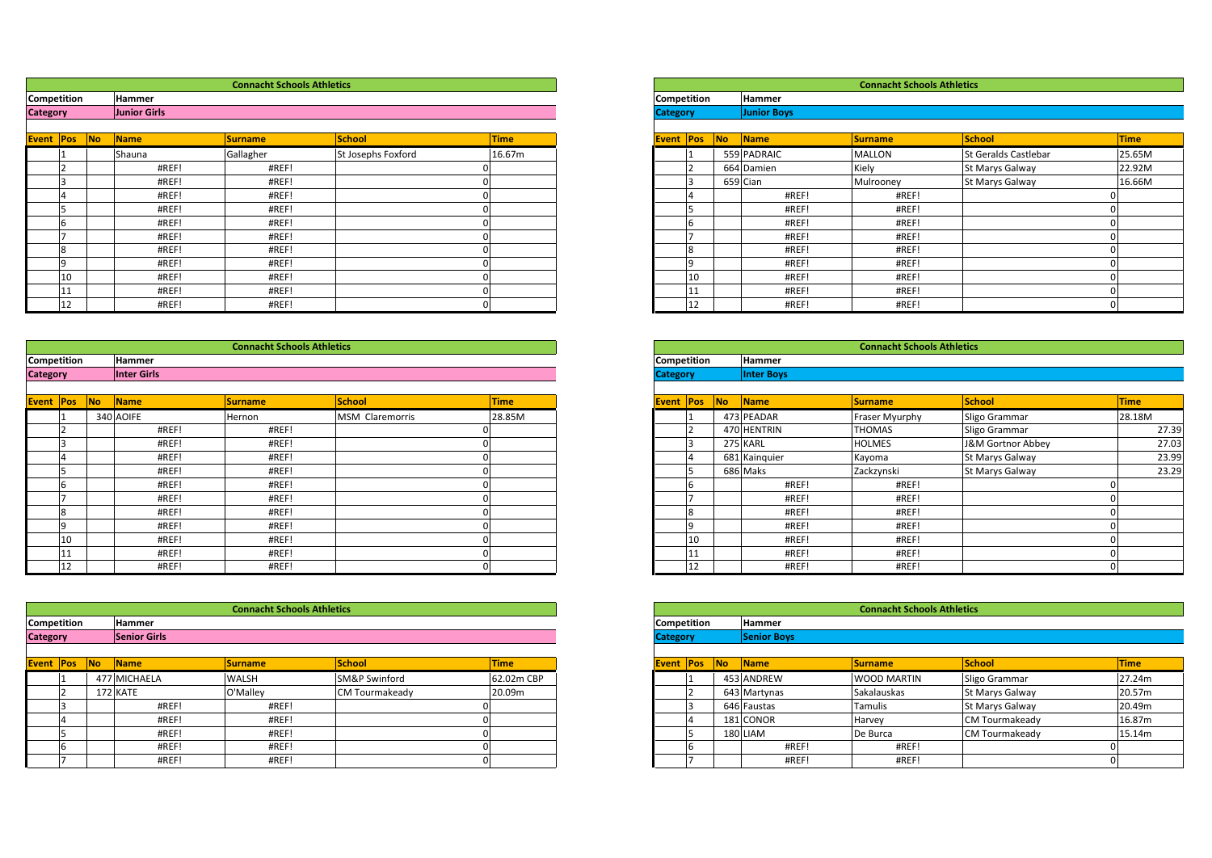## Connacht Schools Athletics

**Competition**: Hammer
**Category**: Junior Girls

| Event | Pos | No | Name | Surname | School | Time |
|---|---|---|---|---|---|---|
| | 1 | | Shauna | Gallagher | St Josephs Foxford | 16.67m |
| | 2 | | #REF! | #REF! | 0 | |
| | 3 | | #REF! | #REF! | 0 | |
| | 4 | | #REF! | #REF! | 0 | |
| | 5 | | #REF! | #REF! | 0 | |
| | 6 | | #REF! | #REF! | 0 | |
| | 7 | | #REF! | #REF! | 0 | |
| | 8 | | #REF! | #REF! | 0 | |
| | 9 | | #REF! | #REF! | 0 | |
| | 10 | | #REF! | #REF! | 0 | |
| | 11 | | #REF! | #REF! | 0 | |
| | 12 | | #REF! | #REF! | 0 | |

## Connacht Schools Athletics

**Competition**: Hammer
**Category**: Junior Boys

| Event | Pos | No | Name | Surname | School | Time |
|---|---|---|---|---|---|---|
| | 1 | 559 | PADRAIC | MALLON | St Geralds Castlebar | 25.65M |
| | 2 | 664 | Damien | Kiely | St Marys Galway | 22.92M |
| | 3 | 659 | Cian | Mulrooney | St Marys Galway | 16.66M |
| | 4 | | #REF! | #REF! | 0 | |
| | 5 | | #REF! | #REF! | 0 | |
| | 6 | | #REF! | #REF! | 0 | |
| | 7 | | #REF! | #REF! | 0 | |
| | 8 | | #REF! | #REF! | 0 | |
| | 9 | | #REF! | #REF! | 0 | |
| | 10 | | #REF! | #REF! | 0 | |
| | 11 | | #REF! | #REF! | 0 | |
| | 12 | | #REF! | #REF! | 0 | |

## Connacht Schools Athletics

**Competition**: Hammer
**Category**: Inter Girls

| Event | Pos | No | Name | Surname | School | Time |
|---|---|---|---|---|---|---|
| | 1 | 340 | AOIFE | Hernon | MSM Claremorris | 28.85M |
| | 2 | | #REF! | #REF! | 0 | |
| | 3 | | #REF! | #REF! | 0 | |
| | 4 | | #REF! | #REF! | 0 | |
| | 5 | | #REF! | #REF! | 0 | |
| | 6 | | #REF! | #REF! | 0 | |
| | 7 | | #REF! | #REF! | 0 | |
| | 8 | | #REF! | #REF! | 0 | |
| | 9 | | #REF! | #REF! | 0 | |
| | 10 | | #REF! | #REF! | 0 | |
| | 11 | | #REF! | #REF! | 0 | |
| | 12 | | #REF! | #REF! | 0 | |

## Connacht Schools Athletics

**Competition**: Hammer
**Category**: Inter Boys

| Event | Pos | No | Name | Surname | School | Time |
|---|---|---|---|---|---|---|
| | 1 | 473 | PEADAR | Fraser Myurphy | Sligo Grammar | 28.18M |
| | 2 | 470 | HENTRIN | THOMAS | Sligo Grammar | 27.39 |
| | 3 | 275 | KARL | HOLMES | J&M Gortnor Abbey | 27.03 |
| | 4 | 681 | Kainquier | Kayoma | St Marys Galway | 23.99 |
| | 5 | 686 | Maks | Zackzynski | St Marys Galway | 23.29 |
| | 6 | | #REF! | #REF! | 0 | |
| | 7 | | #REF! | #REF! | 0 | |
| | 8 | | #REF! | #REF! | 0 | |
| | 9 | | #REF! | #REF! | 0 | |
| | 10 | | #REF! | #REF! | 0 | |
| | 11 | | #REF! | #REF! | 0 | |
| | 12 | | #REF! | #REF! | 0 | |

## Connacht Schools Athletics

**Competition**: Hammer
**Category**: Senior Girls

| Event | Pos | No | Name | Surname | School | Time |
|---|---|---|---|---|---|---|
| | 1 | 477 | MICHAELA | WALSH | SM&P Swinford | 62.02m CBP |
| | 2 | 172 | KATE | O'Malley | CM Tourmakeady | 20.09m |
| | 3 | | #REF! | #REF! | 0 | |
| | 4 | | #REF! | #REF! | 0 | |
| | 5 | | #REF! | #REF! | 0 | |
| | 6 | | #REF! | #REF! | 0 | |
| | 7 | | #REF! | #REF! | 0 | |

## Connacht Schools Athletics

**Competition**: Hammer
**Category**: Senior Boys

| Event | Pos | No | Name | Surname | School | Time |
|---|---|---|---|---|---|---|
| | 1 | 453 | ANDREW | WOOD MARTIN | Sligo Grammar | 27.24m |
| | 2 | 643 | Martynas | Sakalauskas | St Marys Galway | 20.57m |
| | 3 | 646 | Faustas | Tamulis | St Marys Galway | 20.49m |
| | 4 | 181 | CONOR | Harvey | CM Tourmakeady | 16.87m |
| | 5 | 180 | LIAM | De Burca | CM Tourmakeady | 15.14m |
| | 6 | | #REF! | #REF! | 0 | |
| | 7 | | #REF! | #REF! | 0 | |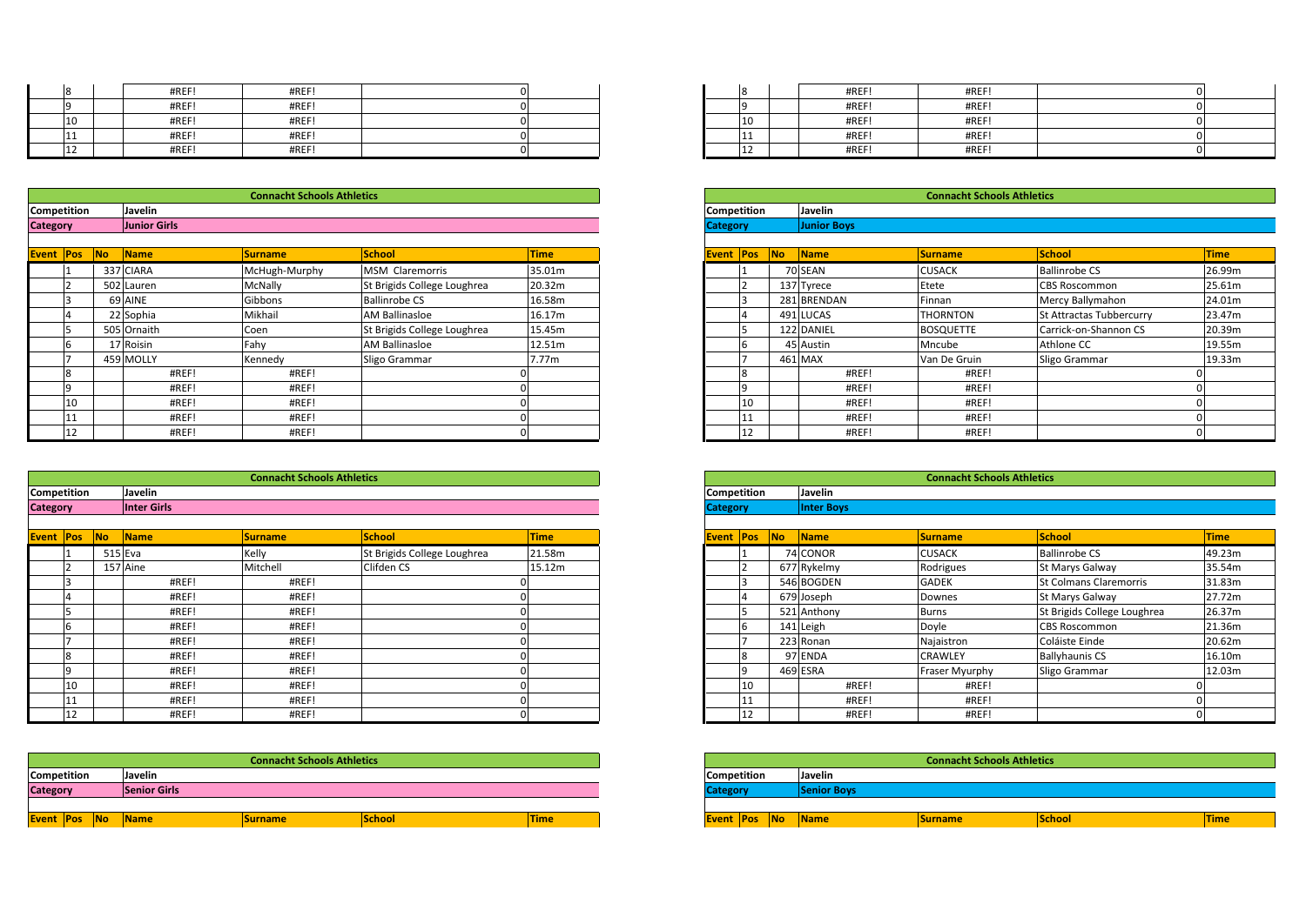| Event | Pos | No | Name | Surname | School | Time |
|---|---|---|---|---|---|---|
| | 8 | | #REF! | #REF! | 0 | |
| | 9 | | #REF! | #REF! | 0 | |
| | 10 | | #REF! | #REF! | 0 | |
| | 11 | | #REF! | #REF! | 0 | |
| | 12 | | #REF! | #REF! | 0 | |

| Event | Pos | No | Name | Surname | School | Time |
|---|---|---|---|---|---|---|
| | 8 | | #REF! | #REF! | 0 | |
| | 9 | | #REF! | #REF! | 0 | |
| | 10 | | #REF! | #REF! | 0 | |
| | 11 | | #REF! | #REF! | 0 | |
| | 12 | | #REF! | #REF! | 0 | |

## Connacht Schools Athletics

**Competition:** Javelin
**Category:** Junior Girls

| Event | Pos | No | Name | Surname | School | Time |
|---|---|---|---|---|---|---|
| | 1 | 337 | CIARA | McHugh-Murphy | MSM Claremorris | 35.01m |
| | 2 | 502 | Lauren | McNally | St Brigids College Loughrea | 20.32m |
| | 3 | 69 | AINE | Gibbons | Ballinrobe CS | 16.58m |
| | 4 | 22 | Sophia | Mikhail | AM Ballinasloe | 16.17m |
| | 5 | 505 | Ornaith | Coen | St Brigids College Loughrea | 15.45m |
| | 6 | 17 | Roisin | Fahy | AM Ballinasloe | 12.51m |
| | 7 | 459 | MOLLY | Kennedy | Sligo Grammar | 7.77m |
| | 8 | | #REF! | #REF! | 0 | |
| | 9 | | #REF! | #REF! | 0 | |
| | 10 | | #REF! | #REF! | 0 | |
| | 11 | | #REF! | #REF! | 0 | |
| | 12 | | #REF! | #REF! | 0 | |

## Connacht Schools Athletics

**Competition:** Javelin
**Category:** Junior Boys

| Event | Pos | No | Name | Surname | School | Time |
|---|---|---|---|---|---|---|
| | 1 | 70 | SEAN | CUSACK | Ballinrobe CS | 26.99m |
| | 2 | 137 | Tyrece | Etete | CBS Roscommon | 25.61m |
| | 3 | 281 | BRENDAN | Finnan | Mercy Ballymahon | 24.01m |
| | 4 | 491 | LUCAS | THORNTON | St Attractas Tubbercurry | 23.47m |
| | 5 | 122 | DANIEL | BOSQUETTE | Carrick-on-Shannon CS | 20.39m |
| | 6 | 45 | Austin | Mncube | Athlone CC | 19.55m |
| | 7 | 461 | MAX | Van De Gruin | Sligo Grammar | 19.33m |
| | 8 | | #REF! | #REF! | 0 | |
| | 9 | | #REF! | #REF! | 0 | |
| | 10 | | #REF! | #REF! | 0 | |
| | 11 | | #REF! | #REF! | 0 | |
| | 12 | | #REF! | #REF! | 0 | |

## Connacht Schools Athletics

**Competition:** Javelin
**Category:** Inter Girls

| Event | Pos | No | Name | Surname | School | Time |
|---|---|---|---|---|---|---|
| | 1 | 515 | Eva | Kelly | St Brigids College Loughrea | 21.58m |
| | 2 | 157 | Aine | Mitchell | Clifden CS | 15.12m |
| | 3 | | #REF! | #REF! | 0 | |
| | 4 | | #REF! | #REF! | 0 | |
| | 5 | | #REF! | #REF! | 0 | |
| | 6 | | #REF! | #REF! | 0 | |
| | 7 | | #REF! | #REF! | 0 | |
| | 8 | | #REF! | #REF! | 0 | |
| | 9 | | #REF! | #REF! | 0 | |
| | 10 | | #REF! | #REF! | 0 | |
| | 11 | | #REF! | #REF! | 0 | |
| | 12 | | #REF! | #REF! | 0 | |

## Connacht Schools Athletics

**Competition:** Javelin
**Category:** Inter Boys

| Event | Pos | No | Name | Surname | School | Time |
|---|---|---|---|---|---|---|
| | 1 | 74 | CONOR | CUSACK | Ballinrobe CS | 49.23m |
| | 2 | 677 | Rykelmy | Rodrigues | St Marys Galway | 35.54m |
| | 3 | 546 | BOGDEN | GADEK | St Colmans Claremorris | 31.83m |
| | 4 | 679 | Joseph | Downes | St Marys Galway | 27.72m |
| | 5 | 521 | Anthony | Burns | St Brigids College Loughrea | 26.37m |
| | 6 | 141 | Leigh | Doyle | CBS Roscommon | 21.36m |
| | 7 | 223 | Ronan | Najaistron | Coláiste Einde | 20.62m |
| | 8 | 97 | ENDA | CRAWLEY | Ballyhaunis CS | 16.10m |
| | 9 | 469 | ESRA | Fraser Myurphy | Sligo Grammar | 12.03m |
| | 10 | | #REF! | #REF! | 0 | |
| | 11 | | #REF! | #REF! | 0 | |
| | 12 | | #REF! | #REF! | 0 | |

## Connacht Schools Athletics

**Competition:** Javelin
**Category:** Senior Girls

| Event | Pos | No | Name | Surname | School | Time |
|---|---|---|---|---|---|---|

## Connacht Schools Athletics

**Competition:** Javelin
**Category:** Senior Boys

| Event | Pos | No | Name | Surname | School | Time |
|---|---|---|---|---|---|---|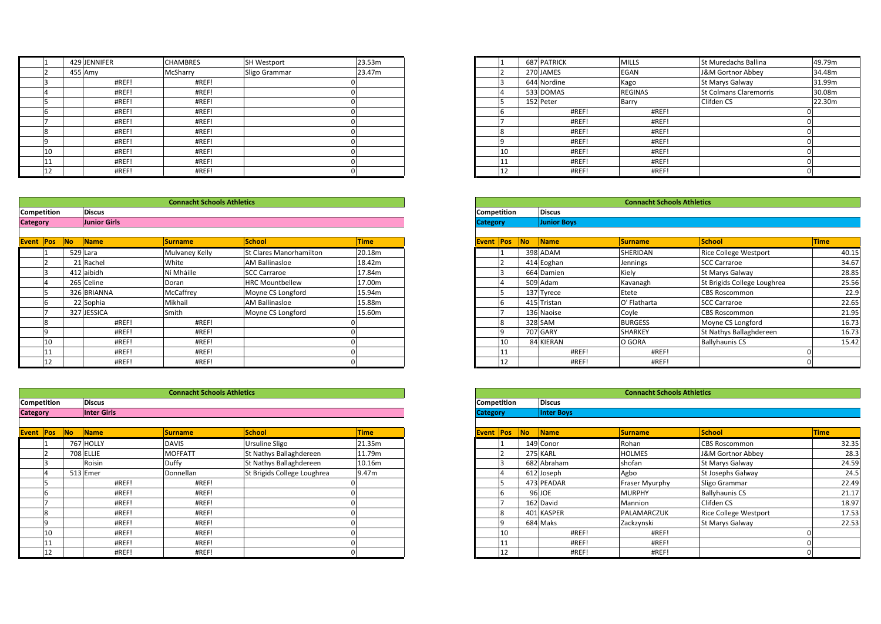| Event | Pos | No | Name | Surname | School | Time |
|---|---|---|---|---|---|---|
| | 1 | 429 | JENNIFER | CHAMBRES | SH Westport | 23.53m |
| | 2 | 455 | Amy | McSharry | Sligo Grammar | 23.47m |
| | 3 | | #REF! | #REF! | | 0 |
| | 4 | | #REF! | #REF! | | 0 |
| | 5 | | #REF! | #REF! | | 0 |
| | 6 | | #REF! | #REF! | | 0 |
| | 7 | | #REF! | #REF! | | 0 |
| | 8 | | #REF! | #REF! | | 0 |
| | 9 | | #REF! | #REF! | | 0 |
| | 10 | | #REF! | #REF! | | 0 |
| | 11 | | #REF! | #REF! | | 0 |
| | 12 | | #REF! | #REF! | | 0 |

| Event | Pos | No | Name | Surname | School | Time |
|---|---|---|---|---|---|---|
| | 1 | 687 | PATRICK | MILLS | St Muredachs Ballina | 49.79m |
| | 2 | 270 | JAMES | EGAN | J&M Gortnor Abbey | 34.48m |
| | 3 | 644 | Nordine | Kago | St Marys Galway | 31.99m |
| | 4 | 533 | DOMAS | REGINAS | St Colmans Claremorris | 30.08m |
| | 5 | 152 | Peter | Barry | Clifden CS | 22.30m |
| | 6 | | #REF! | #REF! | | 0 |
| | 7 | | #REF! | #REF! | | 0 |
| | 8 | | #REF! | #REF! | | 0 |
| | 9 | | #REF! | #REF! | | 0 |
| | 10 | | #REF! | #REF! | | 0 |
| | 11 | | #REF! | #REF! | | 0 |
| | 12 | | #REF! | #REF! | | 0 |

## Connacht Schools Athletics

**Competition** Discus
**Category** Junior Girls

| Event | Pos | No | Name | Surname | School | Time |
|---|---|---|---|---|---|---|
| | 1 | 529 | Lara | Mulvaney Kelly | St Clares Manorhamilton | 20.18m |
| | 2 | 21 | Rachel | White | AM Ballinasloe | 18.42m |
| | 3 | 412 | aibidh | Ní Mháille | SCC Carraroe | 17.84m |
| | 4 | 265 | Celine | Doran | HRC Mountbellew | 17.00m |
| | 5 | 326 | BRIANNA | McCaffrey | Moyne CS Longford | 15.94m |
| | 6 | 22 | Sophia | Mikhail | AM Ballinasloe | 15.88m |
| | 7 | 327 | JESSICA | Smith | Moyne CS Longford | 15.60m |
| | 8 | | #REF! | #REF! | | 0 |
| | 9 | | #REF! | #REF! | | 0 |
| | 10 | | #REF! | #REF! | | 0 |
| | 11 | | #REF! | #REF! | | 0 |
| | 12 | | #REF! | #REF! | | 0 |

## Connacht Schools Athletics

**Competition** Discus
**Category** Junior Boys

| Event | Pos | No | Name | Surname | School | Time |
|---|---|---|---|---|---|---|
| | 1 | 398 | ADAM | SHERIDAN | Rice College Westport | 40.15 |
| | 2 | 414 | Eoghan | Jennings | SCC Carraroe | 34.67 |
| | 3 | 664 | Damien | Kiely | St Marys Galway | 28.85 |
| | 4 | 509 | Adam | Kavanagh | St Brigids College Loughrea | 25.56 |
| | 5 | 137 | Tyrece | Etete | CBS Roscommon | 22.9 |
| | 6 | 415 | Tristan | O' Flatharta | SCC Carraroe | 22.65 |
| | 7 | 136 | Naoise | Coyle | CBS Roscommon | 21.95 |
| | 8 | 328 | SAM | BURGESS | Moyne CS Longford | 16.73 |
| | 9 | 707 | GARY | SHARKEY | St Nathys Ballaghdereen | 16.73 |
| | 10 | 84 | KIERAN | O GORA | Ballyhaunis CS | 15.42 |
| | 11 | | #REF! | #REF! | | 0 |
| | 12 | | #REF! | #REF! | | 0 |

## Connacht Schools Athletics

**Competition** Discus
**Category** Inter Girls

| Event | Pos | No | Name | Surname | School | Time |
|---|---|---|---|---|---|---|
| | 1 | 767 | HOLLY | DAVIS | Ursuline Sligo | 21.35m |
| | 2 | 708 | ELLIE | MOFFATT | St Nathys Ballaghdereen | 11.79m |
| | 3 | | Roisin | Duffy | St Nathys Ballaghdereen | 10.16m |
| | 4 | 513 | Emer | Donnellan | St Brigids College Loughrea | 9.47m |
| | 5 | | #REF! | #REF! | | 0 |
| | 6 | | #REF! | #REF! | | 0 |
| | 7 | | #REF! | #REF! | | 0 |
| | 8 | | #REF! | #REF! | | 0 |
| | 9 | | #REF! | #REF! | | 0 |
| | 10 | | #REF! | #REF! | | 0 |
| | 11 | | #REF! | #REF! | | 0 |
| | 12 | | #REF! | #REF! | | 0 |

## Connacht Schools Athletics

**Competition** Discus
**Category** Inter Boys

| Event | Pos | No | Name | Surname | School | Time |
|---|---|---|---|---|---|---|
| | 1 | 149 | Conor | Rohan | CBS Roscommon | 32.35 |
| | 2 | 275 | KARL | HOLMES | J&M Gortnor Abbey | 28.3 |
| | 3 | 682 | Abraham | shofan | St Marys Galway | 24.59 |
| | 4 | 612 | Joseph | Agbo | St Josephs Galway | 24.5 |
| | 5 | 473 | PEADAR | Fraser Myurphy | Sligo Grammar | 22.49 |
| | 6 | 96 | JOE | MURPHY | Ballyhaunis CS | 21.17 |
| | 7 | 162 | David | Mannion | Clifden CS | 18.97 |
| | 8 | 401 | KASPER | PALAMARCZUK | Rice College Westport | 17.53 |
| | 9 | 684 | Maks | Zackzynski | St Marys Galway | 22.53 |
| | 10 | | #REF! | #REF! | | 0 |
| | 11 | | #REF! | #REF! | | 0 |
| | 12 | | #REF! | #REF! | | 0 |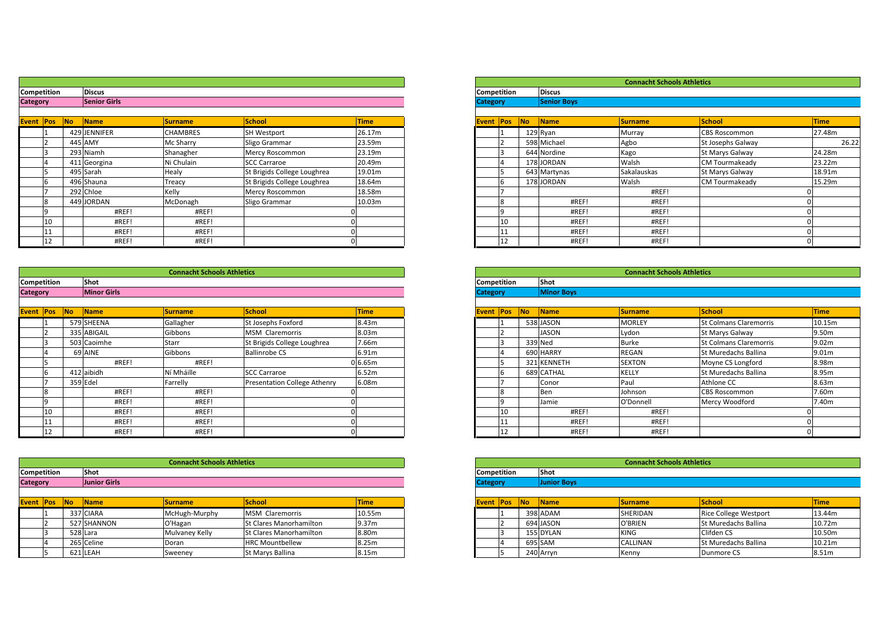## Competition: Discus — Category: Senior Girls

| Event | Pos | No | Name | Surname | School | Time |
|---|---|---|---|---|---|---|
| | 1 | 429 | JENNIFER | CHAMBRES | SH Westport | 26.17m |
| | 2 | 445 | AMY | Mc Sharry | Sligo Grammar | 23.59m |
| | 3 | 293 | Niamh | Shanagher | Mercy Roscommon | 23.19m |
| | 4 | 411 | Georgina | Ni Chulain | SCC Carraroe | 20.49m |
| | 5 | 495 | Sarah | Healy | St Brigids College Loughrea | 19.01m |
| | 6 | 496 | Shauna | Treacy | St Brigids College Loughrea | 18.64m |
| | 7 | 292 | Chloe | Kelly | Mercy Roscommon | 18.58m |
| | 8 | 449 | JORDAN | McDonagh | Sligo Grammar | 10.03m |
| | 9 | | #REF! | #REF! | 0 | |
| | 10 | | #REF! | #REF! | 0 | |
| | 11 | | #REF! | #REF! | 0 | |
| | 12 | | #REF! | #REF! | 0 | |

## Connacht Schools Athletics

## Competition: Discus — Category: Senior Boys

| Event | Pos | No | Name | Surname | School | Time |
|---|---|---|---|---|---|---|
| | 1 | 129 | Ryan | Murray | CBS Roscommon | 27.48m |
| | 2 | 598 | Michael | Agbo | St Josephs Galway | 26.22 |
| | 3 | 644 | Nordine | Kago | St Marys Galway | 24.28m |
| | 4 | 178 | JORDAN | Walsh | CM Tourmakeady | 23.22m |
| | 5 | 643 | Martynas | Sakalauskas | St Marys Galway | 18.91m |
| | 6 | 178 | JORDAN | Walsh | CM Tourmakeady | 15.29m |
| | 7 | | | #REF! | 0 | |
| | 8 | | #REF! | #REF! | 0 | |
| | 9 | | #REF! | #REF! | 0 | |
| | 10 | | #REF! | #REF! | 0 | |
| | 11 | | #REF! | #REF! | 0 | |
| | 12 | | #REF! | #REF! | 0 | |

## Connacht Schools Athletics

## Competition: Shot — Category: Minor Girls

| Event | Pos | No | Name | Surname | School | Time |
|---|---|---|---|---|---|---|
| | 1 | 579 | SHEENA | Gallagher | St Josephs Foxford | 8.43m |
| | 2 | 335 | ABIGAIL | Gibbons | MSM Claremorris | 8.03m |
| | 3 | 503 | Caoimhe | Starr | St Brigids College Loughrea | 7.66m |
| | 4 | 69 | AINE | Gibbons | Ballinrobe CS | 6.91m |
| | 5 | | #REF! | #REF! | 0 | 6.65m |
| | 6 | 412 | aibidh | Ní Mháille | SCC Carraroe | 6.52m |
| | 7 | 359 | Edel | Farrelly | Presentation College Athenry | 6.08m |
| | 8 | | #REF! | #REF! | 0 | |
| | 9 | | #REF! | #REF! | 0 | |
| | 10 | | #REF! | #REF! | 0 | |
| | 11 | | #REF! | #REF! | 0 | |
| | 12 | | #REF! | #REF! | 0 | |

## Connacht Schools Athletics

## Competition: Shot — Category: Minor Boys

| Event | Pos | No | Name | Surname | School | Time |
|---|---|---|---|---|---|---|
| | 1 | 538 | JASON | MORLEY | St Colmans Claremorris | 10.15m |
| | 2 | | JASON | Lydon | St Marys Galway | 9.50m |
| | 3 | 339 | Ned | Burke | St Colmans Claremorris | 9.02m |
| | 4 | 690 | HARRY | REGAN | St Muredachs Ballina | 9.01m |
| | 5 | 321 | KENNETH | SEXTON | Moyne CS Longford | 8.98m |
| | 6 | 689 | CATHAL | KELLY | St Muredachs Ballina | 8.95m |
| | 7 | | Conor | Paul | Athlone CC | 8.63m |
| | 8 | | Ben | Johnson | CBS Roscommon | 7.60m |
| | 9 | | Jamie | O'Donnell | Mercy Woodford | 7.40m |
| | 10 | | #REF! | #REF! | 0 | |
| | 11 | | #REF! | #REF! | 0 | |
| | 12 | | #REF! | #REF! | 0 | |

## Connacht Schools Athletics

## Competition: Shot — Category: Junior Girls

| Event | Pos | No | Name | Surname | School | Time |
|---|---|---|---|---|---|---|
| | 1 | 337 | CIARA | McHugh-Murphy | MSM Claremorris | 10.55m |
| | 2 | 527 | SHANNON | O'Hagan | St Clares Manorhamilton | 9.37m |
| | 3 | 528 | Lara | Mulvaney Kelly | St Clares Manorhamilton | 8.80m |
| | 4 | 265 | Celine | Doran | HRC Mountbellew | 8.25m |
| | 5 | 621 | LEAH | Sweeney | St Marys Ballina | 8.15m |

## Connacht Schools Athletics

## Competition: Shot — Category: Junior Boys

| Event | Pos | No | Name | Surname | School | Time |
|---|---|---|---|---|---|---|
| | 1 | 398 | ADAM | SHERIDAN | Rice College Westport | 13.44m |
| | 2 | 694 | JASON | O'BRIEN | St Muredachs Ballina | 10.72m |
| | 3 | 155 | DYLAN | KING | Clifden CS | 10.50m |
| | 4 | 695 | SAM | CALLINAN | St Muredachs Ballina | 10.21m |
| | 5 | 240 | Arryn | Kenny | Dunmore CS | 8.51m |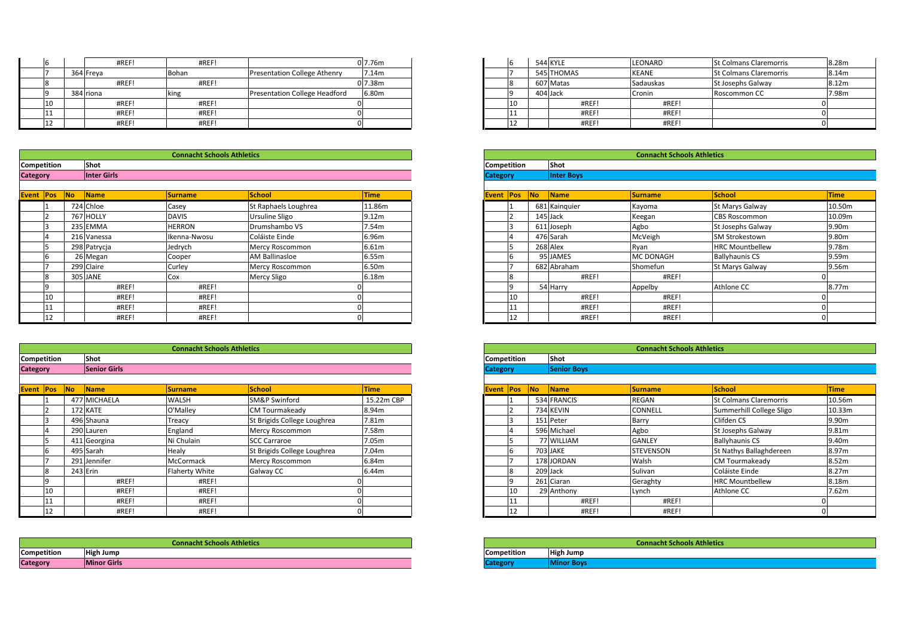| Event | Pos | No | Name | Surname | School | Time |
|---|---|---|---|---|---|---|
| | 6 | | #REF! | #REF! | 0 | 7.76m |
| | 7 | 364 | Freya | Bohan | Presentation College Athenry | 7.14m |
| | 8 | | #REF! | #REF! | 0 | 7.38m |
| | 9 | 384 | riona | king | Presentation College Headford | 6.80m |
| | 10 | | #REF! | #REF! | 0 | |
| | 11 | | #REF! | #REF! | 0 | |
| | 12 | | #REF! | #REF! | 0 | |

| Event | Pos | No | Name | Surname | School | Time |
|---|---|---|---|---|---|---|
| | 6 | 544 | KYLE | LEONARD | St Colmans Claremorris | 8.28m |
| | 7 | 545 | THOMAS | KEANE | St Colmans Claremorris | 8.14m |
| | 8 | 607 | Matas | Sadauskas | St Josephs Galway | 8.12m |
| | 9 | 404 | Jack | Cronin | Roscommon CC | 7.98m |
| | 10 | | #REF! | #REF! | 0 | |
| | 11 | | #REF! | #REF! | 0 | |
| | 12 | | #REF! | #REF! | 0 | |

**Connacht Schools Athletics**

**Competition** Shot
**Category** Inter Girls

| Event | Pos | No | Name | Surname | School | Time |
|---|---|---|---|---|---|---|
| | 1 | 724 | Chloe | Casey | St Raphaels Loughrea | 11.86m |
| | 2 | 767 | HOLLY | DAVIS | Ursuline Sligo | 9.12m |
| | 3 | 235 | EMMA | HERRON | Drumshambo VS | 7.54m |
| | 4 | 216 | Vanessa | Ikenna-Nwosu | Coláiste Einde | 6.96m |
| | 5 | 298 | Patrycja | Jedrych | Mercy Roscommon | 6.61m |
| | 6 | 26 | Megan | Cooper | AM Ballinasloe | 6.55m |
| | 7 | 299 | Claire | Curley | Mercy Roscommon | 6.50m |
| | 8 | 305 | JANE | Cox | Mercy Sligo | 6.18m |
| | 9 | | #REF! | #REF! | 0 | |
| | 10 | | #REF! | #REF! | 0 | |
| | 11 | | #REF! | #REF! | 0 | |
| | 12 | | #REF! | #REF! | 0 | |

**Connacht Schools Athletics**

**Competition** Shot
**Category** Inter Boys

| Event | Pos | No | Name | Surname | School | Time |
|---|---|---|---|---|---|---|
| | 1 | 681 | Kainquier | Kayoma | St Marys Galway | 10.50m |
| | 2 | 145 | Jack | Keegan | CBS Roscommon | 10.09m |
| | 3 | 611 | Joseph | Agbo | St Josephs Galway | 9.90m |
| | 4 | 476 | Sarah | McVeigh | SM Strokestown | 9.80m |
| | 5 | 268 | Alex | Ryan | HRC Mountbellew | 9.78m |
| | 6 | 95 | JAMES | MC DONAGH | Ballyhaunis CS | 9.59m |
| | 7 | 682 | Abraham | Shomefun | St Marys Galway | 9.56m |
| | 8 | | #REF! | #REF! | 0 | |
| | 9 | 54 | Harry | Appelby | Athlone CC | 8.77m |
| | 10 | | #REF! | #REF! | 0 | |
| | 11 | | #REF! | #REF! | 0 | |
| | 12 | | #REF! | #REF! | 0 | |

**Connacht Schools Athletics**

**Competition** Shot
**Category** Senior Girls

| Event | Pos | No | Name | Surname | School | Time |
|---|---|---|---|---|---|---|
| | 1 | 477 | MICHAELA | WALSH | SM&P Swinford | 15.22m CBP |
| | 2 | 172 | KATE | O'Malley | CM Tourmakeady | 8.94m |
| | 3 | 496 | Shauna | Treacy | St Brigids College Loughrea | 7.81m |
| | 4 | 290 | Lauren | England | Mercy Roscommon | 7.58m |
| | 5 | 411 | Georgina | Ni Chulain | SCC Carraroe | 7.05m |
| | 6 | 495 | Sarah | Healy | St Brigids College Loughrea | 7.04m |
| | 7 | 291 | Jennifer | McCormack | Mercy Roscommon | 6.84m |
| | 8 | 243 | Erin | Flaherty White | Galway CC | 6.44m |
| | 9 | | #REF! | #REF! | 0 | |
| | 10 | | #REF! | #REF! | 0 | |
| | 11 | | #REF! | #REF! | 0 | |
| | 12 | | #REF! | #REF! | 0 | |

**Connacht Schools Athletics**

**Competition** Shot
**Category** Senior Boys

| Event | Pos | No | Name | Surname | School | Time |
|---|---|---|---|---|---|---|
| | 1 | 534 | FRANCIS | REGAN | St Colmans Claremorris | 10.56m |
| | 2 | 734 | KEVIN | CONNELL | Summerhill College Sligo | 10.33m |
| | 3 | 151 | Peter | Barry | Clifden CS | 9.90m |
| | 4 | 596 | Michael | Agbo | St Josephs Galway | 9.81m |
| | 5 | 77 | WILLIAM | GANLEY | Ballyhaunis CS | 9.40m |
| | 6 | 703 | JAKE | STEVENSON | St Nathys Ballaghdereen | 8.97m |
| | 7 | 178 | JORDAN | Walsh | CM Tourmakeady | 8.52m |
| | 8 | 209 | Jack | Sulivan | Coláiste Einde | 8.27m |
| | 9 | 261 | Ciaran | Geraghty | HRC Mountbellew | 8.18m |
| | 10 | 29 | Anthony | Lynch | Athlone CC | 7.62m |
| | 11 | | #REF! | #REF! | 0 | |
| | 12 | | #REF! | #REF! | 0 | |

**Connacht Schools Athletics**

**Competition** High Jump
**Category** Minor Girls

**Connacht Schools Athletics**

**Competition** High Jump
**Category** Minor Boys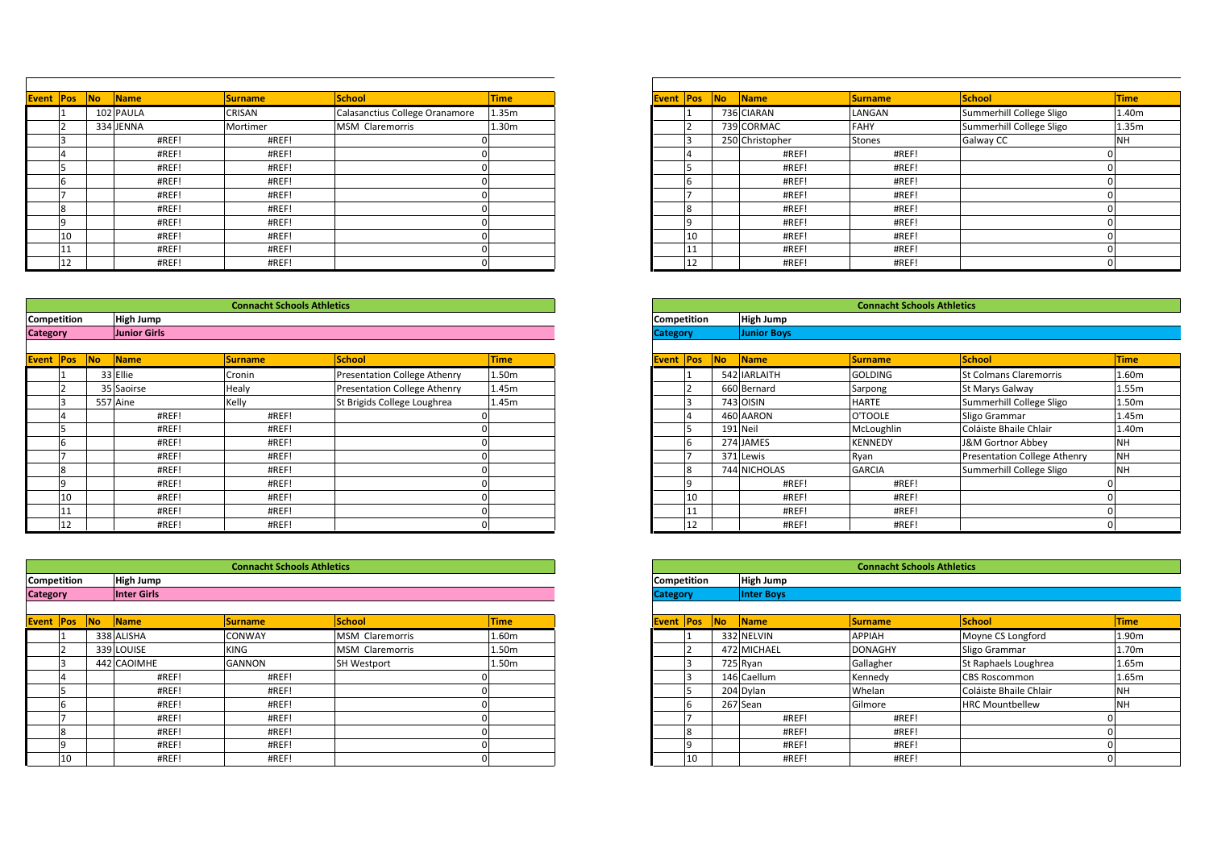| Event | Pos | No | Name | Surname | School | Time |
|---|---|---|---|---|---|---|
| | 1 | 102 | PAULA | CRISAN | Calasanctius College Oranamore | 1.35m |
| | 2 | 334 | JENNA | Mortimer | MSM Claremorris | 1.30m |
| | 3 | | #REF! | #REF! | 0 | |
| | 4 | | #REF! | #REF! | 0 | |
| | 5 | | #REF! | #REF! | 0 | |
| | 6 | | #REF! | #REF! | 0 | |
| | 7 | | #REF! | #REF! | 0 | |
| | 8 | | #REF! | #REF! | 0 | |
| | 9 | | #REF! | #REF! | 0 | |
| | 10 | | #REF! | #REF! | 0 | |
| | 11 | | #REF! | #REF! | 0 | |
| | 12 | | #REF! | #REF! | 0 | |

| Event | Pos | No | Name | Surname | School | Time |
|---|---|---|---|---|---|---|
| | 1 | 736 | CIARAN | LANGAN | Summerhill College Sligo | 1.40m |
| | 2 | 739 | CORMAC | FAHY | Summerhill College Sligo | 1.35m |
| | 3 | 250 | Christopher | Stones | Galway CC | NH |
| | 4 | | #REF! | #REF! | 0 | |
| | 5 | | #REF! | #REF! | 0 | |
| | 6 | | #REF! | #REF! | 0 | |
| | 7 | | #REF! | #REF! | 0 | |
| | 8 | | #REF! | #REF! | 0 | |
| | 9 | | #REF! | #REF! | 0 | |
| | 10 | | #REF! | #REF! | 0 | |
| | 11 | | #REF! | #REF! | 0 | |
| | 12 | | #REF! | #REF! | 0 | |

**Connacht Schools Athletics**

**Competition:** High Jump
**Category:** Junior Girls

| Event | Pos | No | Name | Surname | School | Time |
|---|---|---|---|---|---|---|
| | 1 | 33 | Ellie | Cronin | Presentation College Athenry | 1.50m |
| | 2 | 35 | Saoirse | Healy | Presentation College Athenry | 1.45m |
| | 3 | 557 | Aine | Kelly | St Brigids College Loughrea | 1.45m |
| | 4 | | #REF! | #REF! | 0 | |
| | 5 | | #REF! | #REF! | 0 | |
| | 6 | | #REF! | #REF! | 0 | |
| | 7 | | #REF! | #REF! | 0 | |
| | 8 | | #REF! | #REF! | 0 | |
| | 9 | | #REF! | #REF! | 0 | |
| | 10 | | #REF! | #REF! | 0 | |
| | 11 | | #REF! | #REF! | 0 | |
| | 12 | | #REF! | #REF! | 0 | |

**Connacht Schools Athletics**

**Competition:** High Jump
**Category:** Junior Boys

| Event | Pos | No | Name | Surname | School | Time |
|---|---|---|---|---|---|---|
| | 1 | 542 | IARLAITH | GOLDING | St Colmans Claremorris | 1.60m |
| | 2 | 660 | Bernard | Sarpong | St Marys Galway | 1.55m |
| | 3 | 743 | OISIN | HARTE | Summerhill College Sligo | 1.50m |
| | 4 | 460 | AARON | O'TOOLE | Sligo Grammar | 1.45m |
| | 5 | 191 | Neil | McLoughlin | Coláiste Bhaile Chlair | 1.40m |
| | 6 | 274 | JAMES | KENNEDY | J&M Gortnor Abbey | NH |
| | 7 | 371 | Lewis | Ryan | Presentation College Athenry | NH |
| | 8 | 744 | NICHOLAS | GARCIA | Summerhill College Sligo | NH |
| | 9 | | #REF! | #REF! | 0 | |
| | 10 | | #REF! | #REF! | 0 | |
| | 11 | | #REF! | #REF! | 0 | |
| | 12 | | #REF! | #REF! | 0 | |

**Connacht Schools Athletics**

**Competition:** High Jump
**Category:** Inter Girls

| Event | Pos | No | Name | Surname | School | Time |
|---|---|---|---|---|---|---|
| | 1 | 338 | ALISHA | CONWAY | MSM Claremorris | 1.60m |
| | 2 | 339 | LOUISE | KING | MSM Claremorris | 1.50m |
| | 3 | 442 | CAOIMHE | GANNON | SH Westport | 1.50m |
| | 4 | | #REF! | #REF! | 0 | |
| | 5 | | #REF! | #REF! | 0 | |
| | 6 | | #REF! | #REF! | 0 | |
| | 7 | | #REF! | #REF! | 0 | |
| | 8 | | #REF! | #REF! | 0 | |
| | 9 | | #REF! | #REF! | 0 | |
| | 10 | | #REF! | #REF! | 0 | |

**Connacht Schools Athletics**

**Competition:** High Jump
**Category:** Inter Boys

| Event | Pos | No | Name | Surname | School | Time |
|---|---|---|---|---|---|---|
| | 1 | 332 | NELVIN | APPIAH | Moyne CS Longford | 1.90m |
| | 2 | 472 | MICHAEL | DONAGHY | Sligo Grammar | 1.70m |
| | 3 | 725 | Ryan | Gallagher | St Raphaels Loughrea | 1.65m |
| | 3 | 146 | Caellum | Kennedy | CBS Roscommon | 1.65m |
| | 5 | 204 | Dylan | Whelan | Coláiste Bhaile Chlair | NH |
| | 6 | 267 | Sean | Gilmore | HRC Mountbellew | NH |
| | 7 | | #REF! | #REF! | 0 | |
| | 8 | | #REF! | #REF! | 0 | |
| | 9 | | #REF! | #REF! | 0 | |
| | 10 | | #REF! | #REF! | 0 | |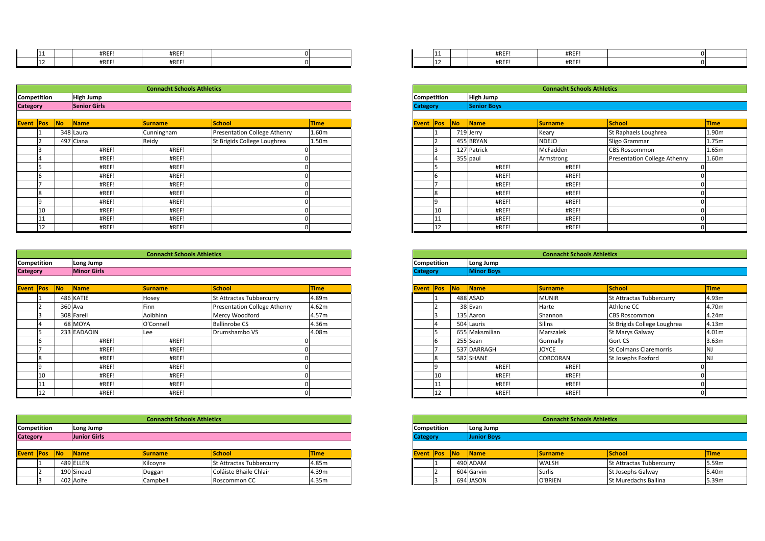| Event | Pos | No | Name | Surname | School | Time |
|---|---|---|---|---|---|---|
| | 11 | | #REF! | #REF! | 0 | |
| | 12 | | #REF! | #REF! | 0 | |

| Event | Pos | No | Name | Surname | School | Time |
|---|---|---|---|---|---|---|
| | 11 | | #REF! | #REF! | 0 | |
| | 12 | | #REF! | #REF! | 0 | |

**Connacht Schools Athletics**

**Competition** High Jump
**Category** Senior Girls

| Event | Pos | No | Name | Surname | School | Time |
|---|---|---|---|---|---|---|
| | 1 | 348 | Laura | Cunningham | Presentation College Athenry | 1.60m |
| | 2 | 497 | Ciana | Reidy | St Brigids College Loughrea | 1.50m |
| | 3 | | #REF! | #REF! | 0 | |
| | 4 | | #REF! | #REF! | 0 | |
| | 5 | | #REF! | #REF! | 0 | |
| | 6 | | #REF! | #REF! | 0 | |
| | 7 | | #REF! | #REF! | 0 | |
| | 8 | | #REF! | #REF! | 0 | |
| | 9 | | #REF! | #REF! | 0 | |
| | 10 | | #REF! | #REF! | 0 | |
| | 11 | | #REF! | #REF! | 0 | |
| | 12 | | #REF! | #REF! | 0 | |

**Connacht Schools Athletics**

**Competition** High Jump
**Category** Senior Boys

| Event | Pos | No | Name | Surname | School | Time |
|---|---|---|---|---|---|---|
| | 1 | 719 | Jerry | Keary | St Raphaels Loughrea | 1.90m |
| | 2 | 455 | BRYAN | NDEJO | Sligo Grammar | 1.75m |
| | 3 | 127 | Patrick | McFadden | CBS Roscommon | 1.65m |
| | 4 | 355 | paul | Armstrong | Presentation College Athenry | 1.60m |
| | 5 | | #REF! | #REF! | 0 | |
| | 6 | | #REF! | #REF! | 0 | |
| | 7 | | #REF! | #REF! | 0 | |
| | 8 | | #REF! | #REF! | 0 | |
| | 9 | | #REF! | #REF! | 0 | |
| | 10 | | #REF! | #REF! | 0 | |
| | 11 | | #REF! | #REF! | 0 | |
| | 12 | | #REF! | #REF! | 0 | |

**Connacht Schools Athletics**

**Competition** Long Jump
**Category** Minor Girls

| Event | Pos | No | Name | Surname | School | Time |
|---|---|---|---|---|---|---|
| | 1 | 486 | KATIE | Hosey | St Attractas Tubbercurry | 4.89m |
| | 2 | 360 | Ava | Finn | Presentation College Athenry | 4.62m |
| | 3 | 308 | Farell | Aoibhinn | Mercy Woodford | 4.57m |
| | 4 | 68 | MOYA | O'Connell | Ballinrobe CS | 4.36m |
| | 5 | 233 | EADAOIN | Lee | Drumshambo VS | 4.08m |
| | 6 | | #REF! | #REF! | 0 | |
| | 7 | | #REF! | #REF! | 0 | |
| | 8 | | #REF! | #REF! | 0 | |
| | 9 | | #REF! | #REF! | 0 | |
| | 10 | | #REF! | #REF! | 0 | |
| | 11 | | #REF! | #REF! | 0 | |
| | 12 | | #REF! | #REF! | 0 | |

**Connacht Schools Athletics**

**Competition** Long Jump
**Category** Minor Boys

| Event | Pos | No | Name | Surname | School | Time |
|---|---|---|---|---|---|---|
| | 1 | 488 | ASAD | MUNIR | St Attractas Tubbercurry | 4.93m |
| | 2 | 38 | Evan | Harte | Athlone CC | 4.70m |
| | 3 | 135 | Aaron | Shannon | CBS Roscommon | 4.24m |
| | 4 | 504 | Lauris | Silins | St Brigids College Loughrea | 4.13m |
| | 5 | 655 | Maksmilian | Marszalek | St Marys Galway | 4.01m |
| | 6 | 255 | Sean | Gormally | Gort CS | 3.63m |
| | 7 | 537 | DARRAGH | JOYCE | St Colmans Claremorris | NJ |
| | 8 | 582 | SHANE | CORCORAN | St Josephs Foxford | NJ |
| | 9 | | #REF! | #REF! | 0 | |
| | 10 | | #REF! | #REF! | 0 | |
| | 11 | | #REF! | #REF! | 0 | |
| | 12 | | #REF! | #REF! | 0 | |

**Connacht Schools Athletics**

**Competition** Long Jump
**Category** Junior Girls

| Event | Pos | No | Name | Surname | School | Time |
|---|---|---|---|---|---|---|
| | 1 | 489 | ELLEN | Kilcoyne | St Attractas Tubbercurry | 4.85m |
| | 2 | 190 | Sinead | Duggan | Coláiste Bhaile Chlair | 4.39m |
| | 3 | 402 | Aoife | Campbell | Roscommon CC | 4.35m |

**Connacht Schools Athletics**

**Competition** Long Jump
**Category** Junior Boys

| Event | Pos | No | Name | Surname | School | Time |
|---|---|---|---|---|---|---|
| | 1 | 490 | ADAM | WALSH | St Attractas Tubbercurry | 5.59m |
| | 2 | 604 | Garvin | Surlis | St Josephs Galway | 5.40m |
| | 3 | 694 | JASON | O'BRIEN | St Muredachs Ballina | 5.39m |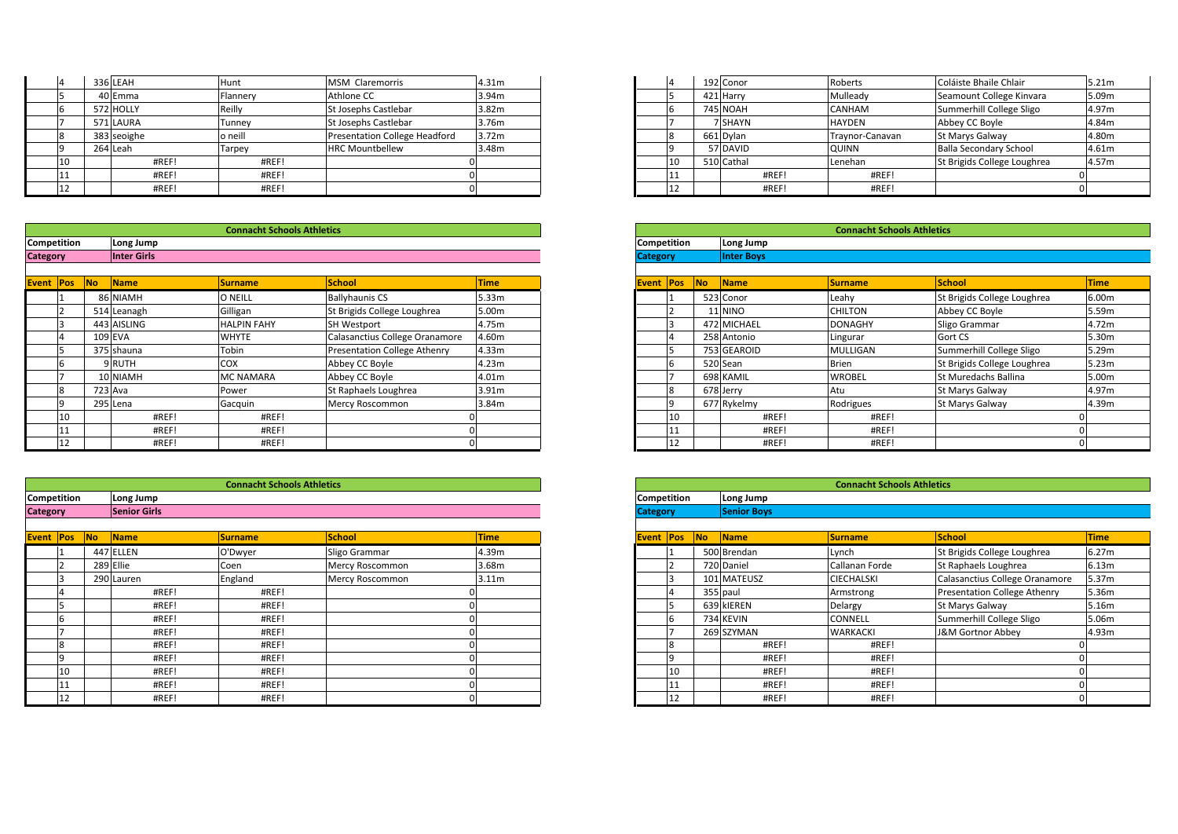| Event | Pos | No | Name | Surname | School | Time |
|---|---|---|---|---|---|---|
| | 4 | 336 | LEAH | Hunt | MSM Claremorris | 4.31m |
| | 5 | 40 | Emma | Flannery | Athlone CC | 3.94m |
| | 6 | 572 | HOLLY | Reilly | St Josephs Castlebar | 3.82m |
| | 7 | 571 | LAURA | Tunney | St Josephs Castlebar | 3.76m |
| | 8 | 383 | seoighe | o neill | Presentation College Headford | 3.72m |
| | 9 | 264 | Leah | Tarpey | HRC Mountbellew | 3.48m |
| | 10 | | #REF! | #REF! | 0 | |
| | 11 | | #REF! | #REF! | 0 | |
| | 12 | | #REF! | #REF! | 0 | |

| Event | Pos | No | Name | Surname | School | Time |
|---|---|---|---|---|---|---|
| | 4 | 192 | Conor | Roberts | Coláiste Bhaile Chlair | 5.21m |
| | 5 | 421 | Harry | Mulleady | Seamount College Kinvara | 5.09m |
| | 6 | 745 | NOAH | CANHAM | Summerhill College Sligo | 4.97m |
| | 7 | 7 | SHAYN | HAYDEN | Abbey CC Boyle | 4.84m |
| | 8 | 661 | Dylan | Traynor-Canavan | St Marys Galway | 4.80m |
| | 9 | 57 | DAVID | QUINN | Balla Secondary School | 4.61m |
| | 10 | 510 | Cathal | Lenehan | St Brigids College Loughrea | 4.57m |
| | 11 | | #REF! | #REF! | 0 | |
| | 12 | | #REF! | #REF! | 0 | |

**Connacht Schools Athletics**

**Competition:** Long Jump
**Category:** Inter Girls

| Event | Pos | No | Name | Surname | School | Time |
|---|---|---|---|---|---|---|
| | 1 | 86 | NIAMH | O NEILL | Ballyhaunis CS | 5.33m |
| | 2 | 514 | Leanagh | Gilligan | St Brigids College Loughrea | 5.00m |
| | 3 | 443 | AISLING | HALPIN FAHY | SH Westport | 4.75m |
| | 4 | 109 | EVA | WHYTE | Calasanctius College Oranamore | 4.60m |
| | 5 | 375 | shauna | Tobin | Presentation College Athenry | 4.33m |
| | 6 | 9 | RUTH | COX | Abbey CC Boyle | 4.23m |
| | 7 | 10 | NIAMH | MC NAMARA | Abbey CC Boyle | 4.01m |
| | 8 | 723 | Ava | Power | St Raphaels Loughrea | 3.91m |
| | 9 | 295 | Lena | Gacquin | Mercy Roscommon | 3.84m |
| | 10 | | #REF! | #REF! | 0 | |
| | 11 | | #REF! | #REF! | 0 | |
| | 12 | | #REF! | #REF! | 0 | |

**Connacht Schools Athletics**

**Competition:** Long Jump
**Category:** Inter Boys

| Event | Pos | No | Name | Surname | School | Time |
|---|---|---|---|---|---|---|
| | 1 | 523 | Conor | Leahy | St Brigids College Loughrea | 6.00m |
| | 2 | 11 | NINO | CHILTON | Abbey CC Boyle | 5.59m |
| | 3 | 472 | MICHAEL | DONAGHY | Sligo Grammar | 4.72m |
| | 4 | 258 | Antonio | Lingurar | Gort CS | 5.30m |
| | 5 | 753 | GEAROID | MULLIGAN | Summerhill College Sligo | 5.29m |
| | 6 | 520 | Sean | Brien | St Brigids College Loughrea | 5.23m |
| | 7 | 698 | KAMIL | WROBEL | St Muredachs Ballina | 5.00m |
| | 8 | 678 | Jerry | Atu | St Marys Galway | 4.97m |
| | 9 | 677 | Rykelmy | Rodrigues | St Marys Galway | 4.39m |
| | 10 | | #REF! | #REF! | 0 | |
| | 11 | | #REF! | #REF! | 0 | |
| | 12 | | #REF! | #REF! | 0 | |

**Connacht Schools Athletics**

**Competition:** Long Jump
**Category:** Senior Girls

| Event | Pos | No | Name | Surname | School | Time |
|---|---|---|---|---|---|---|
| | 1 | 447 | ELLEN | O'Dwyer | Sligo Grammar | 4.39m |
| | 2 | 289 | Ellie | Coen | Mercy Roscommon | 3.68m |
| | 3 | 290 | Lauren | England | Mercy Roscommon | 3.11m |
| | 4 | | #REF! | #REF! | 0 | |
| | 5 | | #REF! | #REF! | 0 | |
| | 6 | | #REF! | #REF! | 0 | |
| | 7 | | #REF! | #REF! | 0 | |
| | 8 | | #REF! | #REF! | 0 | |
| | 9 | | #REF! | #REF! | 0 | |
| | 10 | | #REF! | #REF! | 0 | |
| | 11 | | #REF! | #REF! | 0 | |
| | 12 | | #REF! | #REF! | 0 | |

**Connacht Schools Athletics**

**Competition:** Long Jump
**Category:** Senior Boys

| Event | Pos | No | Name | Surname | School | Time |
|---|---|---|---|---|---|---|
| | 1 | 500 | Brendan | Lynch | St Brigids College Loughrea | 6.27m |
| | 2 | 720 | Daniel | Callanan Forde | St Raphaels Loughrea | 6.13m |
| | 3 | 101 | MATEUSZ | CIECHALSKI | Calasanctius College Oranamore | 5.37m |
| | 4 | 355 | paul | Armstrong | Presentation College Athenry | 5.36m |
| | 5 | 639 | kIEREN | Delargy | St Marys Galway | 5.16m |
| | 6 | 734 | KEVIN | CONNELL | Summerhill College Sligo | 5.06m |
| | 7 | 269 | SZYMAN | WARKACKI | J&M Gortnor Abbey | 4.93m |
| | 8 | | #REF! | #REF! | 0 | |
| | 9 | | #REF! | #REF! | 0 | |
| | 10 | | #REF! | #REF! | 0 | |
| | 11 | | #REF! | #REF! | 0 | |
| | 12 | | #REF! | #REF! | 0 | |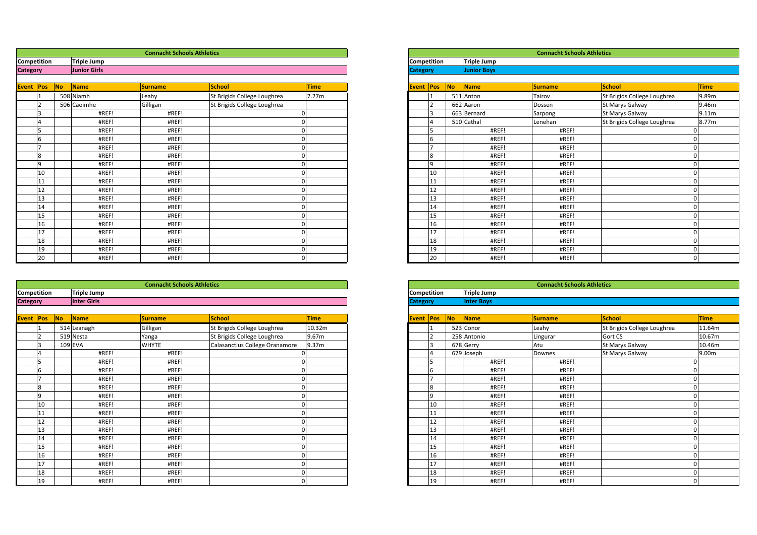## Connacht Schools Athletics

**Competition** Triple Jump
**Category** Junior Girls

| Event | Pos | No | Name | Surname | School | Time |
|---|---|---|---|---|---|---|
| | 1 | 508 | Niamh | Leahy | St Brigids College Loughrea | 7.27m |
| | 2 | 506 | Caoimhe | Gilligan | St Brigids College Loughrea | |
| | 3 | | #REF! | #REF! | 0 | |
| | 4 | | #REF! | #REF! | 0 | |
| | 5 | | #REF! | #REF! | 0 | |
| | 6 | | #REF! | #REF! | 0 | |
| | 7 | | #REF! | #REF! | 0 | |
| | 8 | | #REF! | #REF! | 0 | |
| | 9 | | #REF! | #REF! | 0 | |
| | 10 | | #REF! | #REF! | 0 | |
| | 11 | | #REF! | #REF! | 0 | |
| | 12 | | #REF! | #REF! | 0 | |
| | 13 | | #REF! | #REF! | 0 | |
| | 14 | | #REF! | #REF! | 0 | |
| | 15 | | #REF! | #REF! | 0 | |
| | 16 | | #REF! | #REF! | 0 | |
| | 17 | | #REF! | #REF! | 0 | |
| | 18 | | #REF! | #REF! | 0 | |
| | 19 | | #REF! | #REF! | 0 | |
| | 20 | | #REF! | #REF! | 0 | |

## Connacht Schools Athletics

**Competition** Triple Jump
**Category** Junior Boys

| Event | Pos | No | Name | Surname | School | Time |
|---|---|---|---|---|---|---|
| | 1 | 511 | Anton | Tairov | St Brigids College Loughrea | 9.89m |
| | 2 | 662 | Aaron | Dossen | St Marys Galway | 9.46m |
| | 3 | 663 | Bernard | Sarpong | St Marys Galway | 9.11m |
| | 4 | 510 | Cathal | Lenehan | St Brigids College Loughrea | 8.77m |
| | 5 | | #REF! | #REF! | 0 | |
| | 6 | | #REF! | #REF! | 0 | |
| | 7 | | #REF! | #REF! | 0 | |
| | 8 | | #REF! | #REF! | 0 | |
| | 9 | | #REF! | #REF! | 0 | |
| | 10 | | #REF! | #REF! | 0 | |
| | 11 | | #REF! | #REF! | 0 | |
| | 12 | | #REF! | #REF! | 0 | |
| | 13 | | #REF! | #REF! | 0 | |
| | 14 | | #REF! | #REF! | 0 | |
| | 15 | | #REF! | #REF! | 0 | |
| | 16 | | #REF! | #REF! | 0 | |
| | 17 | | #REF! | #REF! | 0 | |
| | 18 | | #REF! | #REF! | 0 | |
| | 19 | | #REF! | #REF! | 0 | |
| | 20 | | #REF! | #REF! | 0 | |

## Connacht Schools Athletics

**Competition** Triple Jump
**Category** Inter Girls

| Event | Pos | No | Name | Surname | School | Time |
|---|---|---|---|---|---|---|
| | 1 | 514 | Leanagh | Gilligan | St Brigids College Loughrea | 10.32m |
| | 2 | 519 | Nesta | Yanga | St Brigids College Loughrea | 9.67m |
| | 3 | 109 | EVA | WHYTE | Calasanctius College Oranamore | 9.37m |
| | 4 | | #REF! | #REF! | 0 | |
| | 5 | | #REF! | #REF! | 0 | |
| | 6 | | #REF! | #REF! | 0 | |
| | 7 | | #REF! | #REF! | 0 | |
| | 8 | | #REF! | #REF! | 0 | |
| | 9 | | #REF! | #REF! | 0 | |
| | 10 | | #REF! | #REF! | 0 | |
| | 11 | | #REF! | #REF! | 0 | |
| | 12 | | #REF! | #REF! | 0 | |
| | 13 | | #REF! | #REF! | 0 | |
| | 14 | | #REF! | #REF! | 0 | |
| | 15 | | #REF! | #REF! | 0 | |
| | 16 | | #REF! | #REF! | 0 | |
| | 17 | | #REF! | #REF! | 0 | |
| | 18 | | #REF! | #REF! | 0 | |
| | 19 | | #REF! | #REF! | 0 | |

## Connacht Schools Athletics

**Competition** Triple Jump
**Category** Inter Boys

| Event | Pos | No | Name | Surname | School | Time |
|---|---|---|---|---|---|---|
| | 1 | 523 | Conor | Leahy | St Brigids College Loughrea | 11.64m |
| | 2 | 258 | Antonio | Lingurar | Gort CS | 10.67m |
| | 3 | 678 | Gerry | Atu | St Marys Galway | 10.46m |
| | 4 | 679 | Joseph | Downes | St Marys Galway | 9.00m |
| | 5 | | #REF! | #REF! | 0 | |
| | 6 | | #REF! | #REF! | 0 | |
| | 7 | | #REF! | #REF! | 0 | |
| | 8 | | #REF! | #REF! | 0 | |
| | 9 | | #REF! | #REF! | 0 | |
| | 10 | | #REF! | #REF! | 0 | |
| | 11 | | #REF! | #REF! | 0 | |
| | 12 | | #REF! | #REF! | 0 | |
| | 13 | | #REF! | #REF! | 0 | |
| | 14 | | #REF! | #REF! | 0 | |
| | 15 | | #REF! | #REF! | 0 | |
| | 16 | | #REF! | #REF! | 0 | |
| | 17 | | #REF! | #REF! | 0 | |
| | 18 | | #REF! | #REF! | 0 | |
| | 19 | | #REF! | #REF! | 0 | |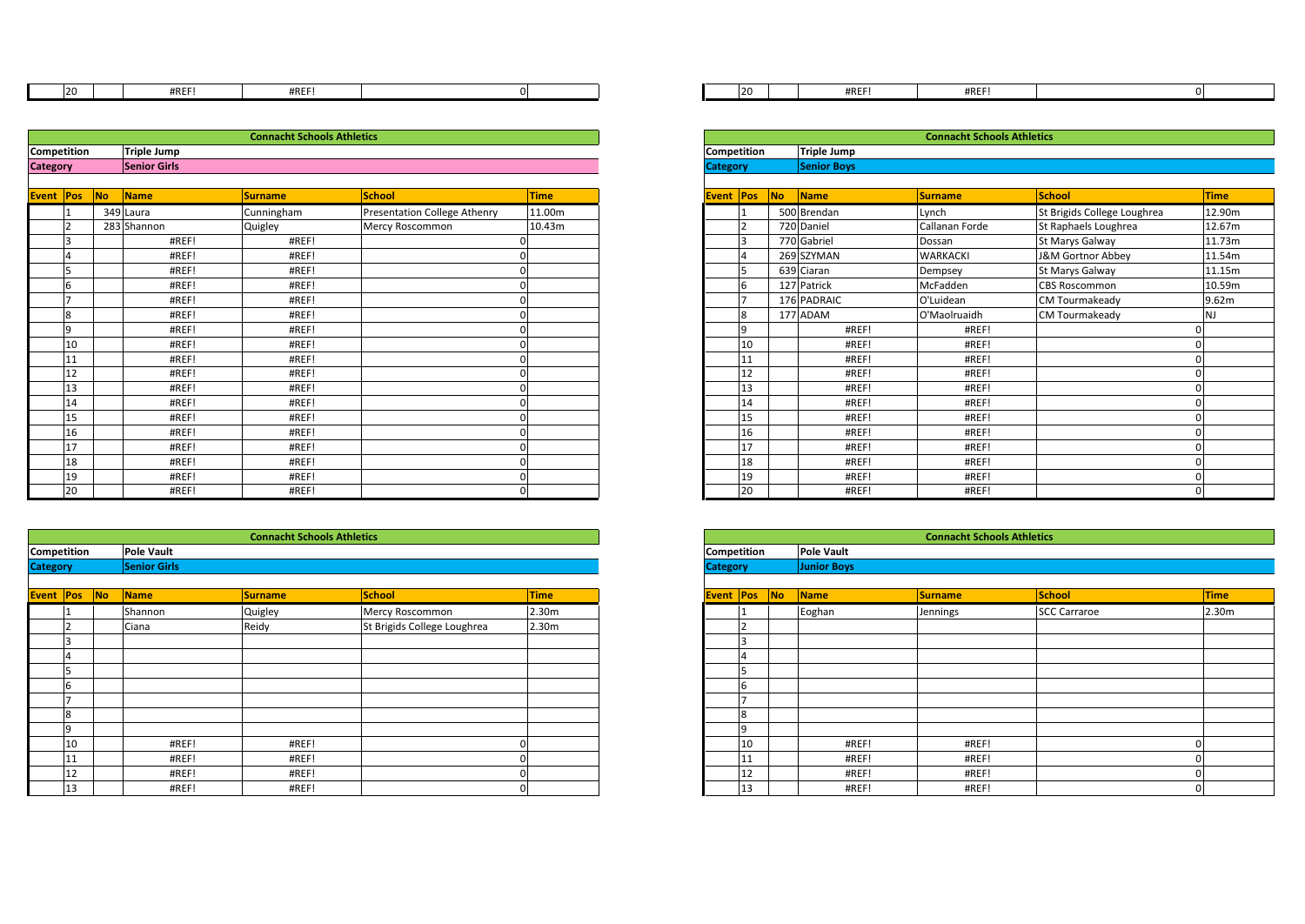| Event | Pos | No | Name | Surname | School | Time |
|---|---|---|---|---|---|---|
| | 20 | | #REF! | #REF! | 0 | |

| Event | Pos | No | Name | Surname | School | Time |
|---|---|---|---|---|---|---|
| | 20 | | #REF! | #REF! | 0 | |

**Connacht Schools Athletics**

**Competition** **Triple Jump**

**Category** **Senior Girls**

| Event | Pos | No | Name | Surname | School | Time |
|---|---|---|---|---|---|---|
| | 1 | 349 | Laura | Cunningham | Presentation College Athenry | 11.00m |
| | 2 | 283 | Shannon | Quigley | Mercy Roscommon | 10.43m |
| | 3 | | #REF! | #REF! | 0 | |
| | 4 | | #REF! | #REF! | 0 | |
| | 5 | | #REF! | #REF! | 0 | |
| | 6 | | #REF! | #REF! | 0 | |
| | 7 | | #REF! | #REF! | 0 | |
| | 8 | | #REF! | #REF! | 0 | |
| | 9 | | #REF! | #REF! | 0 | |
| | 10 | | #REF! | #REF! | 0 | |
| | 11 | | #REF! | #REF! | 0 | |
| | 12 | | #REF! | #REF! | 0 | |
| | 13 | | #REF! | #REF! | 0 | |
| | 14 | | #REF! | #REF! | 0 | |
| | 15 | | #REF! | #REF! | 0 | |
| | 16 | | #REF! | #REF! | 0 | |
| | 17 | | #REF! | #REF! | 0 | |
| | 18 | | #REF! | #REF! | 0 | |
| | 19 | | #REF! | #REF! | 0 | |
| | 20 | | #REF! | #REF! | 0 | |

**Connacht Schools Athletics**

**Competition** **Triple Jump**

**Category** **Senior Boys**

| Event | Pos | No | Name | Surname | School | Time |
|---|---|---|---|---|---|---|
| | 1 | 500 | Brendan | Lynch | St Brigids College Loughrea | 12.90m |
| | 2 | 720 | Daniel | Callanan Forde | St Raphaels Loughrea | 12.67m |
| | 3 | 770 | Gabriel | Dossan | St Marys Galway | 11.73m |
| | 4 | 269 | SZYMAN | WARKACKI | J&M Gortnor Abbey | 11.54m |
| | 5 | 639 | Ciaran | Dempsey | St Marys Galway | 11.15m |
| | 6 | 127 | Patrick | McFadden | CBS Roscommon | 10.59m |
| | 7 | 176 | PADRAIC | O'Luidean | CM Tourmakeady | 9.62m |
| | 8 | 177 | ADAM | O'Maolruaidh | CM Tourmakeady | NJ |
| | 9 | | #REF! | #REF! | 0 | |
| | 10 | | #REF! | #REF! | 0 | |
| | 11 | | #REF! | #REF! | 0 | |
| | 12 | | #REF! | #REF! | 0 | |
| | 13 | | #REF! | #REF! | 0 | |
| | 14 | | #REF! | #REF! | 0 | |
| | 15 | | #REF! | #REF! | 0 | |
| | 16 | | #REF! | #REF! | 0 | |
| | 17 | | #REF! | #REF! | 0 | |
| | 18 | | #REF! | #REF! | 0 | |
| | 19 | | #REF! | #REF! | 0 | |
| | 20 | | #REF! | #REF! | 0 | |

**Connacht Schools Athletics**

**Competition** **Pole Vault**

**Category** **Senior Girls**

| Event | Pos | No | Name | Surname | School | Time |
|---|---|---|---|---|---|---|
| | 1 | | Shannon | Quigley | Mercy Roscommon | 2.30m |
| | 2 | | Ciana | Reidy | St Brigids College Loughrea | 2.30m |
| | 3 | | | | | |
| | 4 | | | | | |
| | 5 | | | | | |
| | 6 | | | | | |
| | 7 | | | | | |
| | 8 | | | | | |
| | 9 | | | | | |
| | 10 | | #REF! | #REF! | 0 | |
| | 11 | | #REF! | #REF! | 0 | |
| | 12 | | #REF! | #REF! | 0 | |
| | 13 | | #REF! | #REF! | 0 | |

**Connacht Schools Athletics**

**Competition** **Pole Vault**

**Category** **Junior Boys**

| Event | Pos | No | Name | Surname | School | Time |
|---|---|---|---|---|---|---|
| | 1 | | Eoghan | Jennings | SCC Carraroe | 2.30m |
| | 2 | | | | | |
| | 3 | | | | | |
| | 4 | | | | | |
| | 5 | | | | | |
| | 6 | | | | | |
| | 7 | | | | | |
| | 8 | | | | | |
| | 9 | | | | | |
| | 10 | | #REF! | #REF! | 0 | |
| | 11 | | #REF! | #REF! | 0 | |
| | 12 | | #REF! | #REF! | 0 | |
| | 13 | | #REF! | #REF! | 0 | |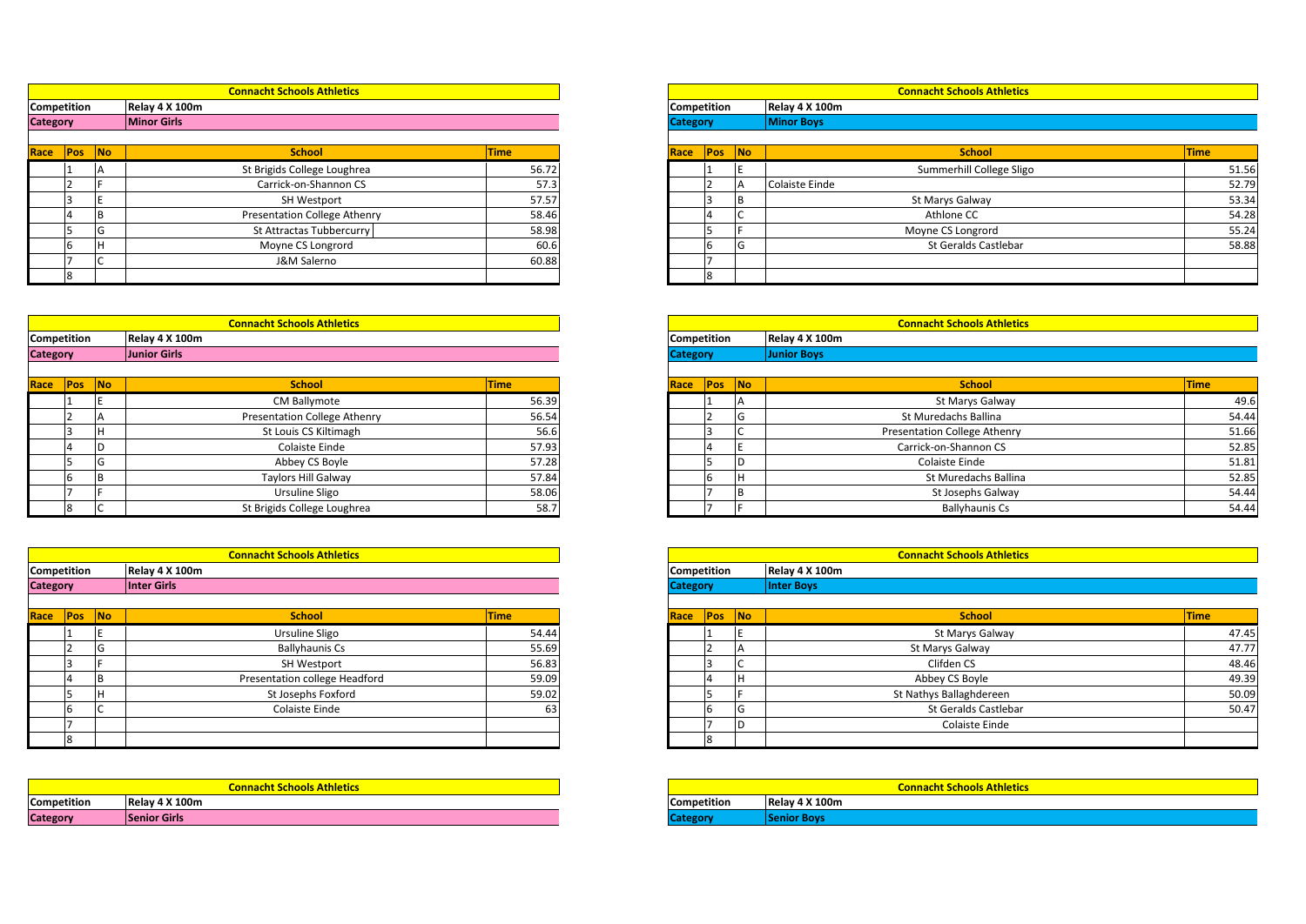## Connacht Schools Athletics

| Competition | Relay 4 X 100m | | | |
|---|---|---|---|---|
| **Category** | **Minor Girls** | | | |

| Race | Pos | No | School | Time |
|---|---|---|---|---|
| | 1 | A | St Brigids College Loughrea | 56.72 |
| | 2 | F | Carrick-on-Shannon CS | 57.3 |
| | 3 | E | SH Westport | 57.57 |
| | 4 | B | Presentation College Athenry | 58.46 |
| | 5 | G | St Attractas Tubbercurry | 58.98 |
| | 6 | H | Moyne CS Longrord | 60.6 |
| | 7 | C | J&M Salerno | 60.88 |
| | 8 | | | |

## Connacht Schools Athletics

| Competition | Relay 4 X 100m | | | |
|---|---|---|---|---|
| **Category** | **Minor Boys** | | | |

| Race | Pos | No | School | Time |
|---|---|---|---|---|
| | 1 | E | Summerhill College Sligo | 51.56 |
| | 2 | A | Colaiste Einde | 52.79 |
| | 3 | B | St Marys Galway | 53.34 |
| | 4 | C | Athlone CC | 54.28 |
| | 5 | F | Moyne CS Longrod | 55.24 |
| | 6 | G | St Geralds Castlebar | 58.88 |
| | 7 | | | |
| | 8 | | | |

## Connacht Schools Athletics

| Competition | Relay 4 X 100m | | | |
|---|---|---|---|---|
| **Category** | **Junior Girls** | | | |

| Race | Pos | No | School | Time |
|---|---|---|---|---|
| | 1 | E | CM Ballymote | 56.39 |
| | 2 | A | Presentation College Athenry | 56.54 |
| | 3 | H | St Louis CS Kiltimagh | 56.6 |
| | 4 | D | Colaiste Einde | 57.93 |
| | 5 | G | Abbey CS Boyle | 57.28 |
| | 6 | B | Taylors Hill Galway | 57.84 |
| | 7 | F | Ursuline Sligo | 58.06 |
| | 8 | C | St Brigids College Loughrea | 58.7 |

## Connacht Schools Athletics

| Competition | Relay 4 X 100m | | | |
|---|---|---|---|---|
| **Category** | **Junior Boys** | | | |

| Race | Pos | No | School | Time |
|---|---|---|---|---|
| | 1 | A | St Marys Galway | 49.6 |
| | 2 | G | St Muredachs Ballina | 54.44 |
| | 3 | C | Presentation College Athenry | 51.66 |
| | 4 | E | Carrick-on-Shannon CS | 52.85 |
| | 5 | D | Colaiste Einde | 51.81 |
| | 6 | H | St Muredachs Ballina | 52.85 |
| | 7 | B | St Josephs Galway | 54.44 |
| | 7 | F | Ballyhaunis Cs | 54.44 |

## Connacht Schools Athletics

| Competition | Relay 4 X 100m | | | |
|---|---|---|---|---|
| **Category** | **Inter Girls** | | | |

| Race | Pos | No | School | Time |
|---|---|---|---|---|
| | 1 | E | Ursuline Sligo | 54.44 |
| | 2 | G | Ballyhaunis Cs | 55.69 |
| | 3 | F | SH Westport | 56.83 |
| | 4 | B | Presentation college Headford | 59.09 |
| | 5 | H | St Josephs Foxford | 59.02 |
| | 6 | C | Colaiste Einde | 63 |
| | 7 | | | |
| | 8 | | | |

## Connacht Schools Athletics

| Competition | Relay 4 X 100m | | | |
|---|---|---|---|---|
| **Category** | **Inter Boys** | | | |

| Race | Pos | No | School | Time |
|---|---|---|---|---|
| | 1 | E | St Marys Galway | 47.45 |
| | 2 | A | St Marys Galway | 47.77 |
| | 3 | C | Clifden CS | 48.46 |
| | 4 | H | Abbey CS Boyle | 49.39 |
| | 5 | F | St Nathys Ballaghdereen | 50.09 |
| | 6 | G | St Geralds Castlebar | 50.47 |
| | 7 | D | Colaiste Einde | |
| | 8 | | | |

## Connacht Schools Athletics

| Competition | Relay 4 X 100m |
|---|---|
| **Category** | **Senior Girls** |

## Connacht Schools Athletics

| Competition | Relay 4 X 100m |
|---|---|
| **Category** | **Senior Boys** |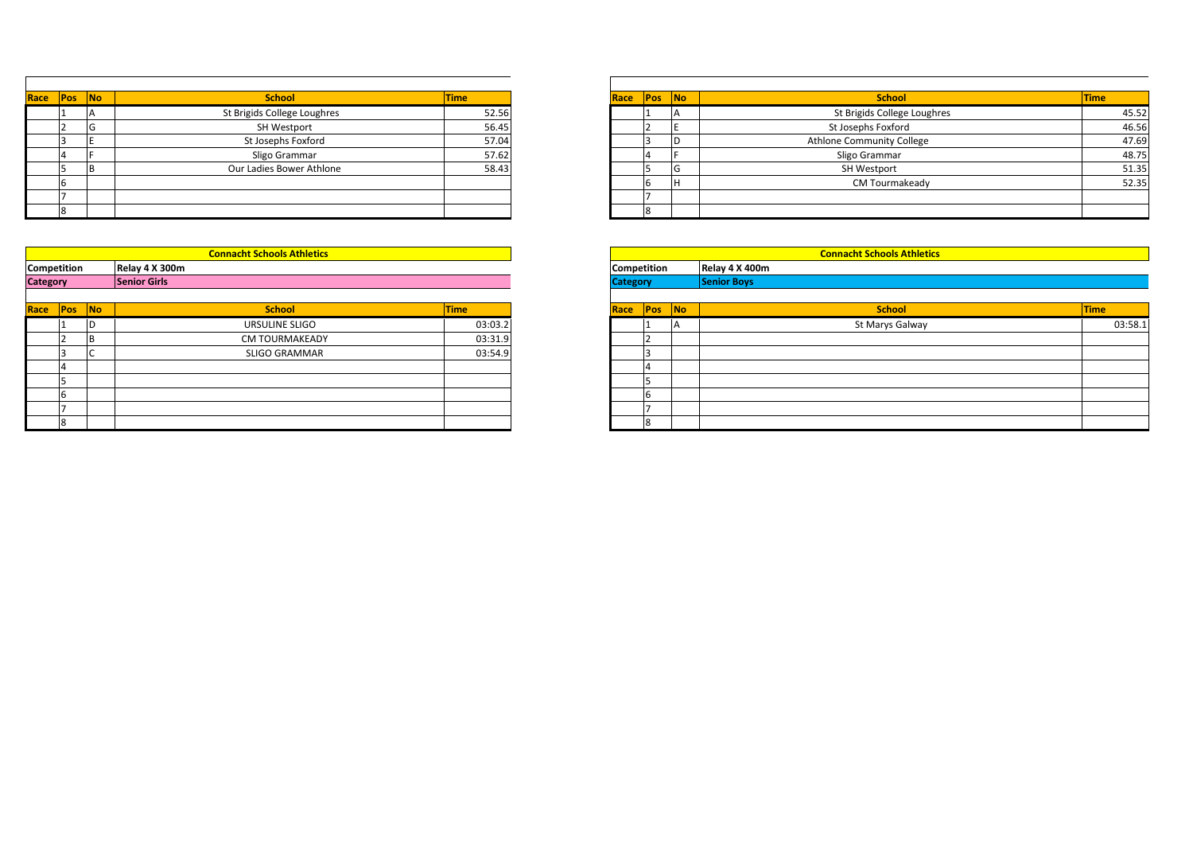| Race | Pos | No | School | Time |
|---|---|---|---|---|
| | 1 | A | St Brigids College Loughres | 52.56 |
| | 2 | G | SH Westport | 56.45 |
| | 3 | E | St Josephs Foxford | 57.04 |
| | 4 | F | Sligo Grammar | 57.62 |
| | 5 | B | Our Ladies Bower Athlone | 58.43 |
| | 6 | | | |
| | 7 | | | |
| | 8 | | | |

| Race | Pos | No | School | Time |
|---|---|---|---|---|
| | 1 | A | St Brigids College Loughres | 45.52 |
| | 2 | E | St Josephs Foxford | 46.56 |
| | 3 | D | Athlone Community College | 47.69 |
| | 4 | F | Sligo Grammar | 48.75 |
| | 5 | G | SH Westport | 51.35 |
| | 6 | H | CM Tourmakeady | 52.35 |
| | 7 | | | |
| | 8 | | | |

## Connacht Schools Athletics

**Competition** Relay 4 X 300m

**Category** Senior Girls

| Race | Pos | No | School | Time |
|---|---|---|---|---|
| | 1 | D | URSULINE SLIGO | 03:03.2 |
| | 2 | B | CM TOURMAKEADY | 03:31.9 |
| | 3 | C | SLIGO GRAMMAR | 03:54.9 |
| | 4 | | | |
| | 5 | | | |
| | 6 | | | |
| | 7 | | | |
| | 8 | | | |

## Connacht Schools Athletics

**Competition** Relay 4 X 400m

**Category** Senior Boys

| Race | Pos | No | School | Time |
|---|---|---|---|---|
| | 1 | A | St Marys Galway | 03:58.1 |
| | 2 | | | |
| | 3 | | | |
| | 4 | | | |
| | 5 | | | |
| | 6 | | | |
| | 7 | | | |
| | 8 | | | |